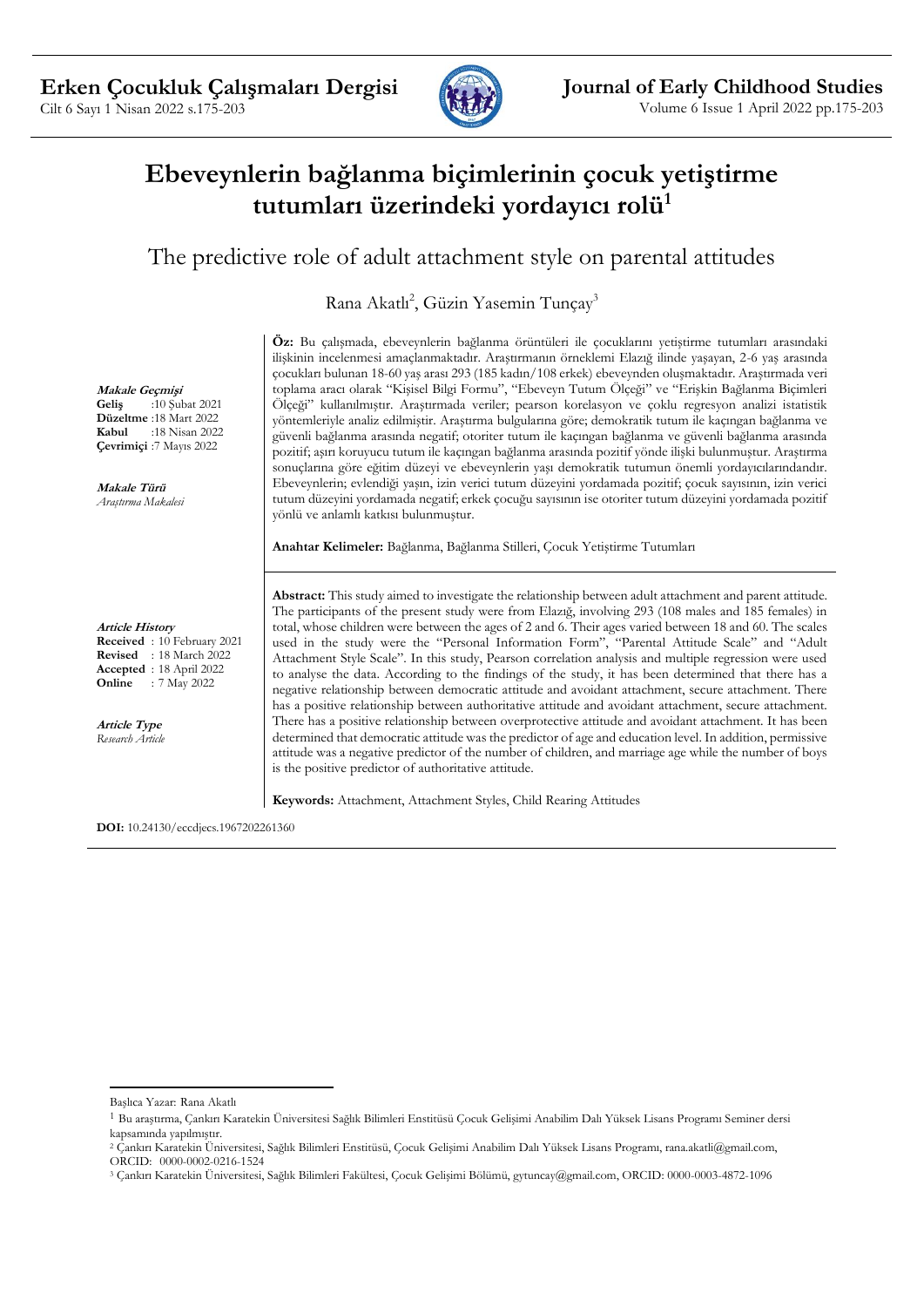# Ebeveynlerin bağlanma biçimlerinin çocuk yetiştirme tutumları üzerindeki yordayıcı rolü[1]

## The predictive role of adult attachment style on parental attitudes

Rana Akatlı[2], Güzin Yasemin Tunçay[3]

***Makale Geçmişi***
**Geliş** :10 Şubat 2021
**Düzeltme** :18 Mart 2022
**Kabul** :18 Nisan 2022
**Çevrimiçi** :7 Mayıs 2022

***Makale Türü***
*Araştırma Makalesi*

**Öz:** Bu çalışmada, ebeveynlerin bağlanma örüntüleri ile çocuklarını yetiştirme tutumları arasındaki ilişkinin incelenmesi amaçlanmaktadır. Araştırmanın örneklemi Elazığ ilinde yaşayan, 2-6 yaş arasında çocukları bulunan 18-60 yaş arası 293 (185 kadın/108 erkek) ebeveynden oluşmaktadır. Araştırmada veri toplama aracı olarak "Kişisel Bilgi Formu", "Ebeveyn Tutum Ölçeği" ve "Erişkin Bağlanma Biçimleri Ölçeği" kullanılmıştır. Araştırmada veriler; pearson korelasyon ve çoklu regresyon analizi istatistik yöntemleriyle analiz edilmiştir. Araştırma bulgularına göre; demokratik tutum ile kaçıngan bağlanma ve güvenli bağlanma arasında negatif; otoriter tutum ile kaçıngan bağlanma ve güvenli bağlanma arasında pozitif; aşırı koruyucu tutum ile kaçıngan bağlanma arasında pozitif yönde ilişki bulunmuştur. Araştırma sonuçlarına göre eğitim düzeyi ve ebeveynlerin yaşı demokratik tutumun önemli yordayıcılarındandır. Ebeveynlerin; evlendiği yaşın, izin verici tutum düzeyini yordamada pozitif; çocuk sayısının, izin verici tutum düzeyini yordamada negatif; erkek çocuğu sayısının ise otoriter tutum düzeyini yordamada pozitif yönlü ve anlamlı katkısı bulunmuştur.

**Anahtar Kelimeler:** Bağlanma, Bağlanma Stilleri, Çocuk Yetiştirme Tutumları

***Article History***
**Received** : 10 February 2021
**Revised** : 18 March 2022
**Accepted** : 18 April 2022
**Online** : 7 May 2022

***Article Type***
*Research Article*

**Abstract:** This study aimed to investigate the relationship between adult attachment and parent attitude. The participants of the present study were from Elazığ, involving 293 (108 males and 185 females) in total, whose children were between the ages of 2 and 6. Their ages varied between 18 and 60. The scales used in the study were the "Personal Information Form", "Parental Attitude Scale" and "Adult Attachment Style Scale". In this study, Pearson correlation analysis and multiple regression were used to analyse the data. According to the findings of the study, it has been determined that there has a negative relationship between democratic attitude and avoidant attachment, secure attachment. There has a positive relationship between authoritative attitude and avoidant attachment, secure attachment. There has a positive relationship between overprotective attitude and avoidant attachment. It has been determined that democratic attitude was the predictor of age and education level. In addition, permissive attitude was a negative predictor of the number of children, and marriage age while the number of boys is the positive predictor of authoritative attitude.

**Keywords:** Attachment, Attachment Styles, Child Rearing Attitudes

**DOI:** 10.24130/eccdjecs.1967202261360

---

Başlıca Yazar: Rana Akatlı

[1] Bu araştırma, Çankırı Karatekin Üniversitesi Sağlık Bilimleri Enstitüsü Çocuk Gelişimi Anabilim Dalı Yüksek Lisans Programı Seminer dersi kapsamında yapılmıştır.

[2] Çankırı Karatekin Üniversitesi, Sağlık Bilimleri Enstitüsü, Çocuk Gelişimi Anabilim Dalı Yüksek Lisans Programı, rana.akatli@gmail.com, ORCID: 0000-0002-0216-1524

[3] Çankırı Karatekin Üniversitesi, Sağlık Bilimleri Fakültesi, Çocuk Gelişimi Bölümü, gytuncay@gmail.com, ORCID: 0000-0003-4872-1096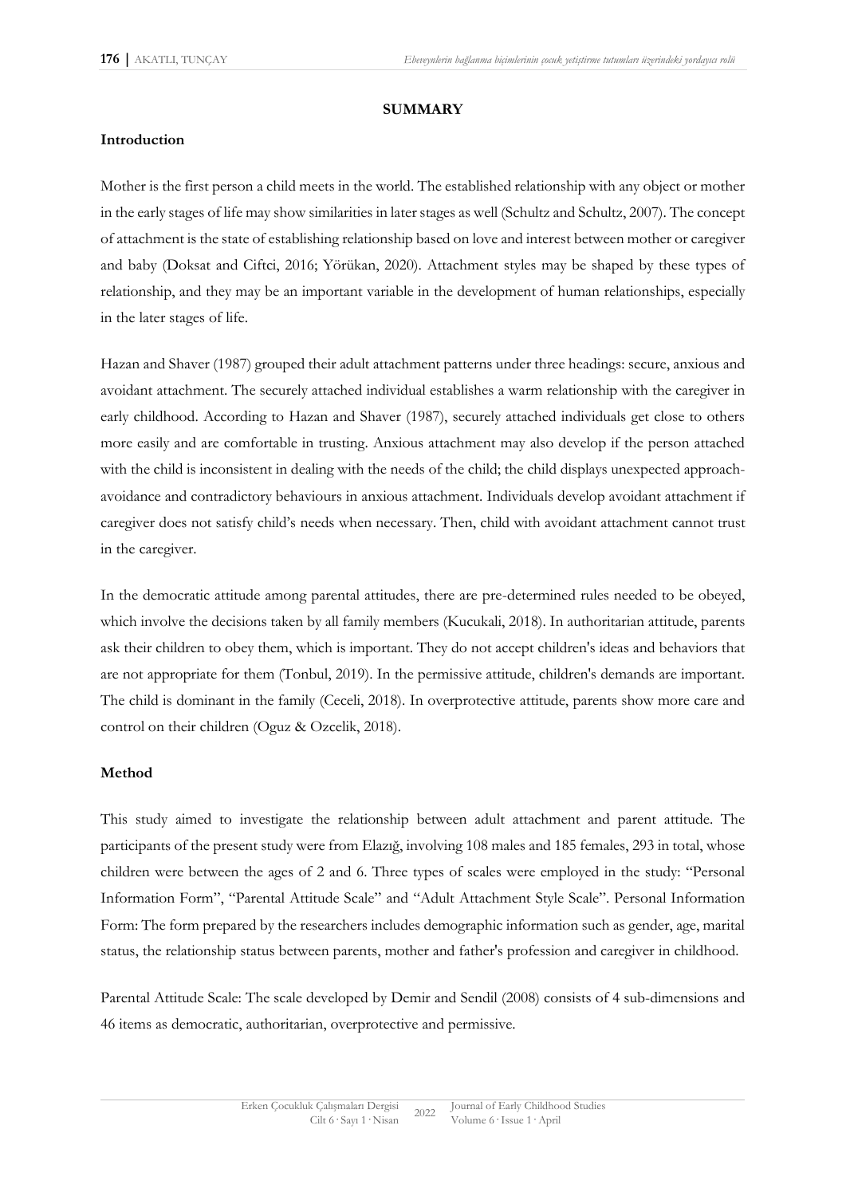## SUMMARY

### Introduction

Mother is the first person a child meets in the world. The established relationship with any object or mother in the early stages of life may show similarities in later stages as well (Schultz and Schultz, 2007). The concept of attachment is the state of establishing relationship based on love and interest between mother or caregiver and baby (Doksat and Ciftci, 2016; Yörükan, 2020). Attachment styles may be shaped by these types of relationship, and they may be an important variable in the development of human relationships, especially in the later stages of life.

Hazan and Shaver (1987) grouped their adult attachment patterns under three headings: secure, anxious and avoidant attachment. The securely attached individual establishes a warm relationship with the caregiver in early childhood. According to Hazan and Shaver (1987), securely attached individuals get close to others more easily and are comfortable in trusting. Anxious attachment may also develop if the person attached with the child is inconsistent in dealing with the needs of the child; the child displays unexpected approach-avoidance and contradictory behaviours in anxious attachment. Individuals develop avoidant attachment if caregiver does not satisfy child's needs when necessary. Then, child with avoidant attachment cannot trust in the caregiver.

In the democratic attitude among parental attitudes, there are pre-determined rules needed to be obeyed, which involve the decisions taken by all family members (Kucukali, 2018). In authoritarian attitude, parents ask their children to obey them, which is important. They do not accept children's ideas and behaviors that are not appropriate for them (Tonbul, 2019). In the permissive attitude, children's demands are important. The child is dominant in the family (Ceceli, 2018). In overprotective attitude, parents show more care and control on their children (Oguz & Ozcelik, 2018).

### Method

This study aimed to investigate the relationship between adult attachment and parent attitude. The participants of the present study were from Elazığ, involving 108 males and 185 females, 293 in total, whose children were between the ages of 2 and 6. Three types of scales were employed in the study: "Personal Information Form", "Parental Attitude Scale" and "Adult Attachment Style Scale". Personal Information Form: The form prepared by the researchers includes demographic information such as gender, age, marital status, the relationship status between parents, mother and father's profession and caregiver in childhood.

Parental Attitude Scale: The scale developed by Demir and Sendil (2008) consists of 4 sub-dimensions and 46 items as democratic, authoritarian, overprotective and permissive.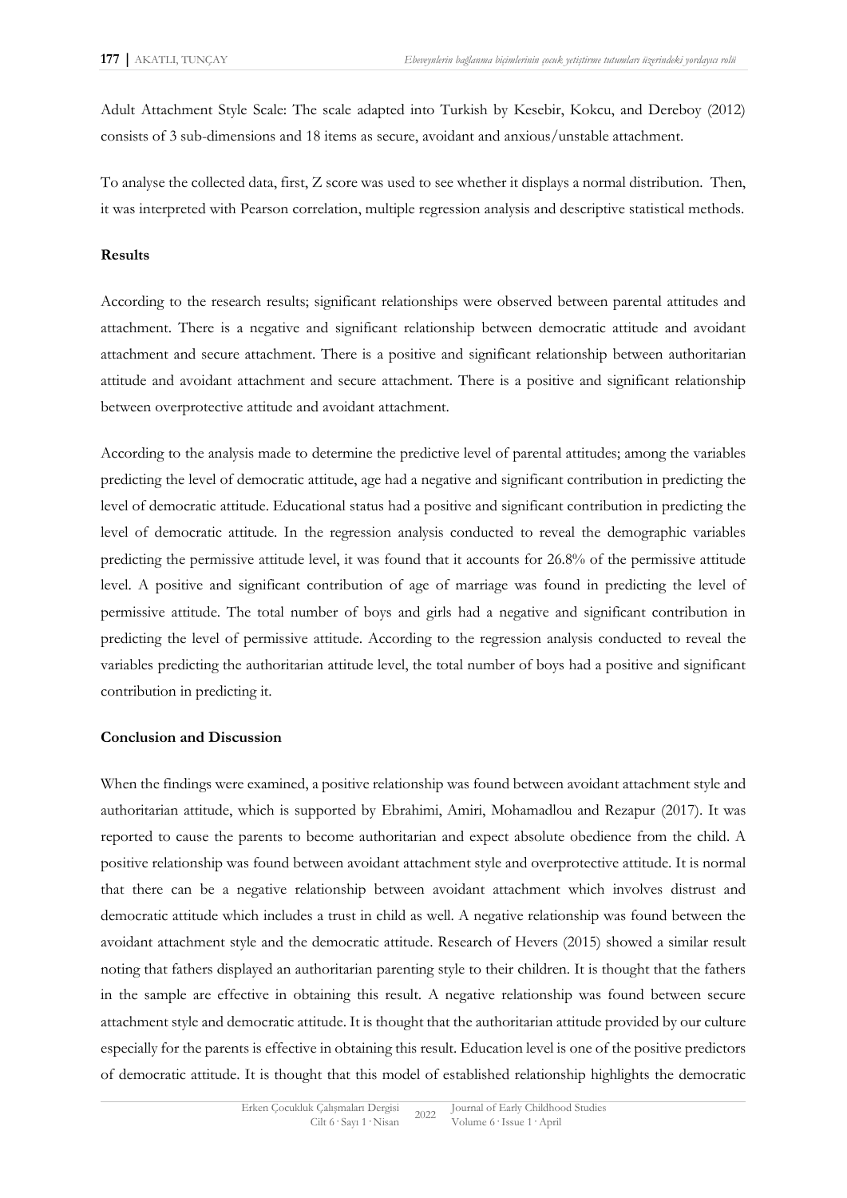Adult Attachment Style Scale: The scale adapted into Turkish by Kesebir, Kokcu, and Dereboy (2012) consists of 3 sub-dimensions and 18 items as secure, avoidant and anxious/unstable attachment.

To analyse the collected data, first, Z score was used to see whether it displays a normal distribution. Then, it was interpreted with Pearson correlation, multiple regression analysis and descriptive statistical methods.

**Results**

According to the research results; significant relationships were observed between parental attitudes and attachment. There is a negative and significant relationship between democratic attitude and avoidant attachment and secure attachment. There is a positive and significant relationship between authoritarian attitude and avoidant attachment and secure attachment. There is a positive and significant relationship between overprotective attitude and avoidant attachment.

According to the analysis made to determine the predictive level of parental attitudes; among the variables predicting the level of democratic attitude, age had a negative and significant contribution in predicting the level of democratic attitude. Educational status had a positive and significant contribution in predicting the level of democratic attitude. In the regression analysis conducted to reveal the demographic variables predicting the permissive attitude level, it was found that it accounts for 26.8% of the permissive attitude level. A positive and significant contribution of age of marriage was found in predicting the level of permissive attitude. The total number of boys and girls had a negative and significant contribution in predicting the level of permissive attitude. According to the regression analysis conducted to reveal the variables predicting the authoritarian attitude level, the total number of boys had a positive and significant contribution in predicting it.

**Conclusion and Discussion**

When the findings were examined, a positive relationship was found between avoidant attachment style and authoritarian attitude, which is supported by Ebrahimi, Amiri, Mohamadlou and Rezapur (2017). It was reported to cause the parents to become authoritarian and expect absolute obedience from the child. A positive relationship was found between avoidant attachment style and overprotective attitude. It is normal that there can be a negative relationship between avoidant attachment which involves distrust and democratic attitude which includes a trust in child as well. A negative relationship was found between the avoidant attachment style and the democratic attitude. Research of Hevers (2015) showed a similar result noting that fathers displayed an authoritarian parenting style to their children. It is thought that the fathers in the sample are effective in obtaining this result. A negative relationship was found between secure attachment style and democratic attitude. It is thought that the authoritarian attitude provided by our culture especially for the parents is effective in obtaining this result. Education level is one of the positive predictors of democratic attitude. It is thought that this model of established relationship highlights the democratic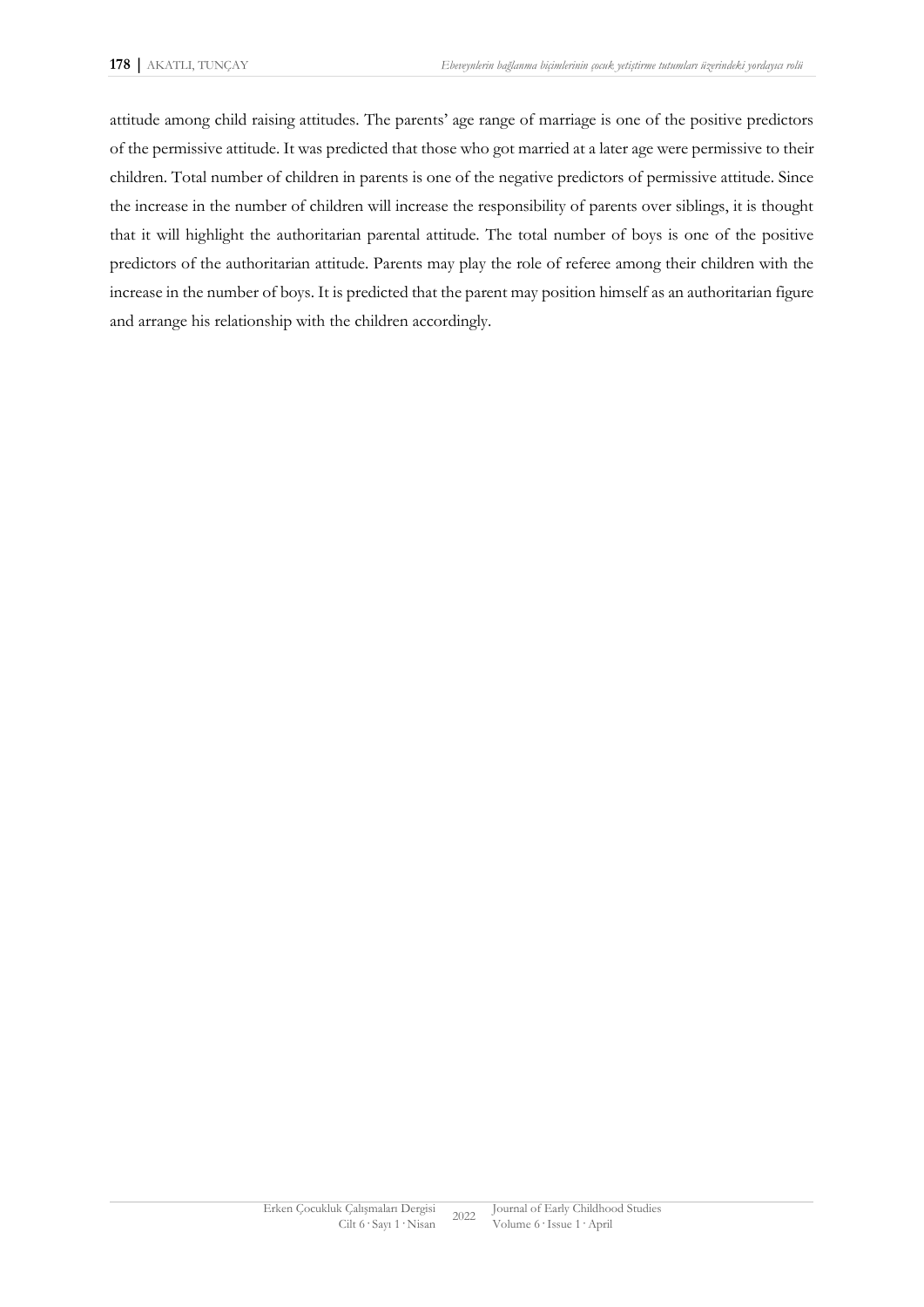attitude among child raising attitudes. The parents' age range of marriage is one of the positive predictors of the permissive attitude. It was predicted that those who got married at a later age were permissive to their children. Total number of children in parents is one of the negative predictors of permissive attitude. Since the increase in the number of children will increase the responsibility of parents over siblings, it is thought that it will highlight the authoritarian parental attitude. The total number of boys is one of the positive predictors of the authoritarian attitude. Parents may play the role of referee among their children with the increase in the number of boys. It is predicted that the parent may position himself as an authoritarian figure and arrange his relationship with the children accordingly.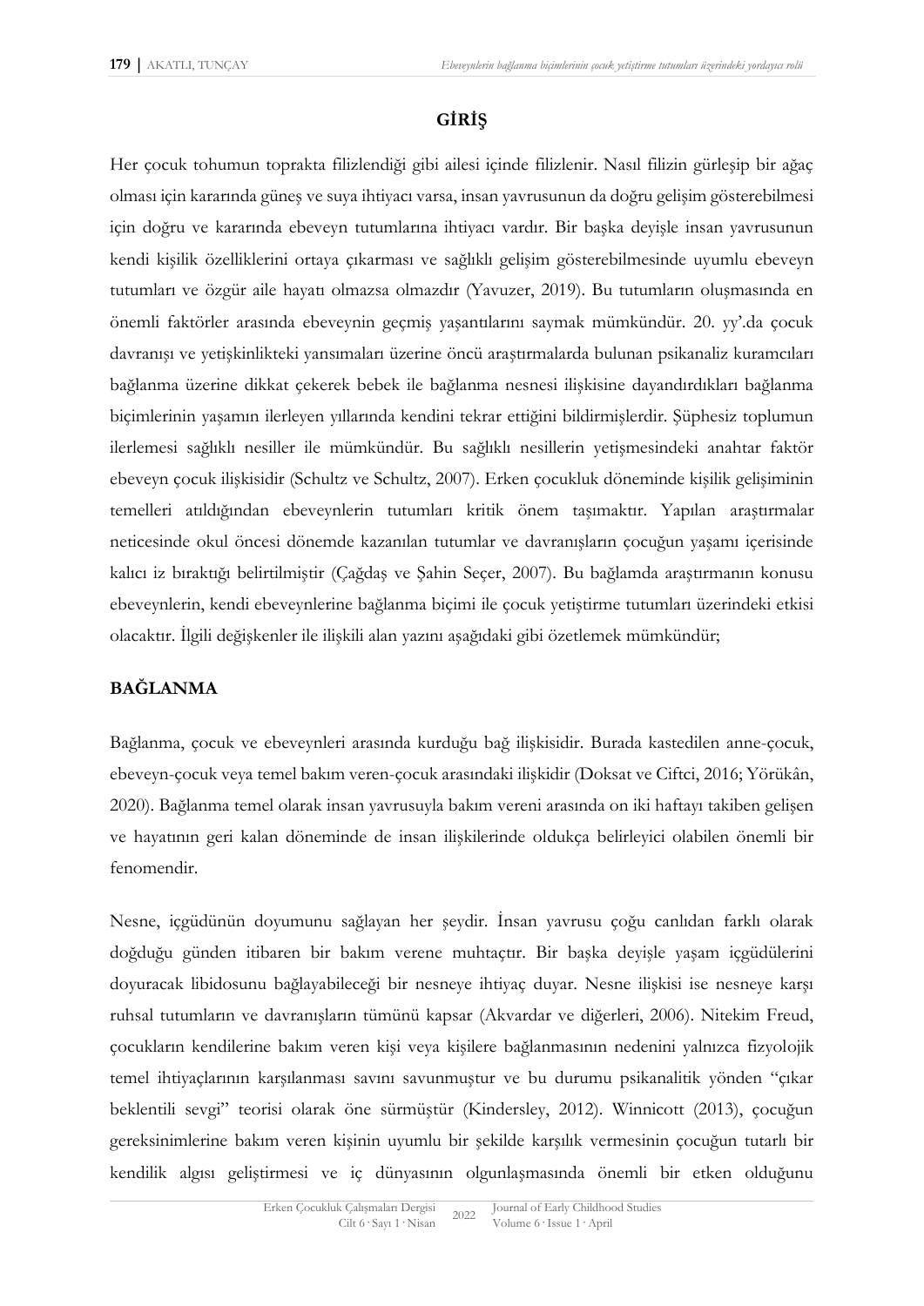## GİRİŞ

Her çocuk tohumun toprakta filizlendiği gibi ailesi içinde filizlenir. Nasıl filizin gürleşip bir ağaç olması için kararında güneş ve suya ihtiyacı varsa, insan yavrusunun da doğru gelişim gösterebilmesi için doğru ve kararında ebeveyn tutumlarına ihtiyacı vardır. Bir başka deyişle insan yavrusunun kendi kişilik özelliklerini ortaya çıkarması ve sağlıklı gelişim gösterebilmesinde uyumlu ebeveyn tutumları ve özgür aile hayatı olmazsa olmazdır (Yavuzer, 2019). Bu tutumların oluşmasında en önemli faktörler arasında ebeveynin geçmiş yaşantılarını saymak mümkündür. 20. yy'.da çocuk davranışı ve yetişkinlikteki yansımaları üzerine öncü araştırmalarda bulunan psikanaliz kuramcıları bağlanma üzerine dikkat çekerek bebek ile bağlanma nesnesi ilişkisine dayandırdıkları bağlanma biçimlerinin yaşamın ilerleyen yıllarında kendini tekrar ettiğini bildirmişlerdir. Şüphesiz toplumun ilerlemesi sağlıklı nesiller ile mümkündür. Bu sağlıklı nesillerin yetişmesindeki anahtar faktör ebeveyn çocuk ilişkisidir (Schultz ve Schultz, 2007). Erken çocukluk döneminde kişilik gelişiminin temelleri atıldığından ebeveynlerin tutumları kritik önem taşımaktır. Yapılan araştırmalar neticesinde okul öncesi dönemde kazanılan tutumlar ve davranışların çocuğun yaşamı içerisinde kalıcı iz bıraktığı belirtilmiştir (Çağdaş ve Şahin Seçer, 2007). Bu bağlamda araştırmanın konusu ebeveynlerin, kendi ebeveynlerine bağlanma biçimi ile çocuk yetiştirme tutumları üzerindeki etkisi olacaktır. İlgili değişkenler ile ilişkili alan yazını aşağıdaki gibi özetlemek mümkündür;

## BAĞLANMA

Bağlanma, çocuk ve ebeveynleri arasında kurduğu bağ ilişkisidir. Burada kastedilen anne-çocuk, ebeveyn-çocuk veya temel bakım veren-çocuk arasındaki ilişkidir (Doksat ve Ciftci, 2016; Yörükân, 2020). Bağlanma temel olarak insan yavrusuyla bakım vereni arasında on iki haftayı takiben gelişen ve hayatının geri kalan döneminde de insan ilişkilerinde oldukça belirleyici olabilen önemli bir fenomendir.

Nesne, içgüdünün doyumunu sağlayan her şeydir. İnsan yavrusu çoğu canlıdan farklı olarak doğduğu günden itibaren bir bakım verene muhtaçtır. Bir başka deyişle yaşam içgüdülerini doyuracak libidosunu bağlayabileceği bir nesneye ihtiyaç duyar. Nesne ilişkisi ise nesneye karşı ruhsal tutumların ve davranışların tümünü kapsar (Akvardar ve diğerleri, 2006). Nitekim Freud, çocukların kendilerine bakım veren kişi veya kişilere bağlanmasının nedenini yalnızca fizyolojik temel ihtiyaçlarının karşılanması savını savunmuştur ve bu durumu psikanalitik yönden "çıkar beklentili sevgi" teorisi olarak öne sürmüştür (Kindersley, 2012). Winnicott (2013), çocuğun gereksinimlerine bakım veren kişinin uyumlu bir şekilde karşılık vermesinin çocuğun tutarlı bir kendilik algısı geliştirmesi ve iç dünyasının olgunlaşmasında önemli bir etken olduğunu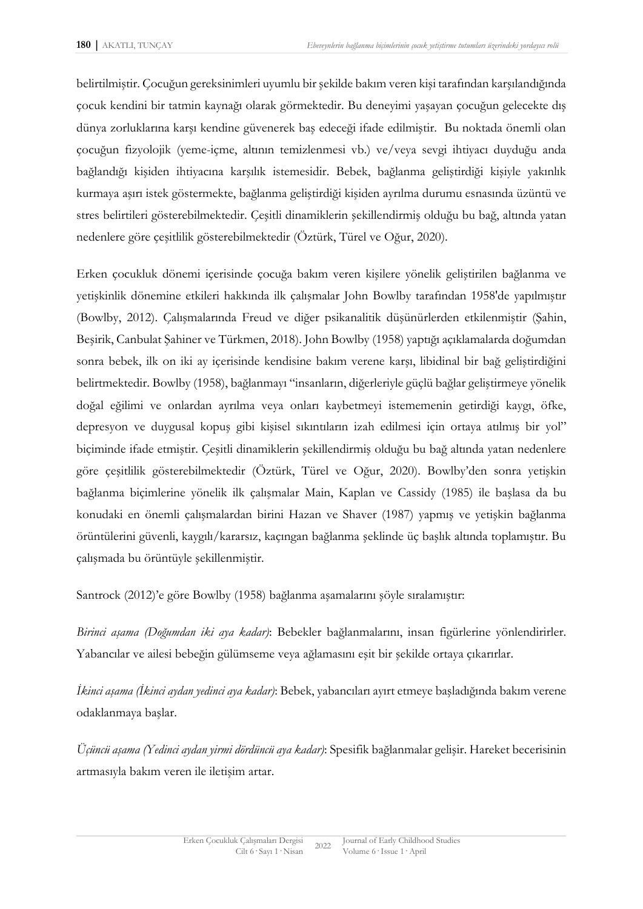belirtilmiştir. Çocuğun gereksinimleri uyumlu bir şekilde bakım veren kişi tarafından karşılandığında çocuk kendini bir tatmin kaynağı olarak görmektedir. Bu deneyimi yaşayan çocuğun gelecekte dış dünya zorluklarına karşı kendine güvenerek baş edeceği ifade edilmiştir.  Bu noktada önemli olan çocuğun fizyolojik (yeme-içme, altının temizlenmesi vb.) ve/veya sevgi ihtiyacı duyduğu anda bağlandığı kişiden ihtiyacına karşılık istemesidir. Bebek, bağlanma geliştirdiği kişiyle yakınlık kurmaya aşırı istek göstermekte, bağlanma geliştirdiği kişiden ayrılma durumu esnasında üzüntü ve stres belirtileri gösterebilmektedir. Çeşitli dinamiklerin şekillendirmiş olduğu bu bağ, altında yatan nedenlere göre çeşitlilik gösterebilmektedir (Öztürk, Türel ve Oğur, 2020).

Erken çocukluk dönemi içerisinde çocuğa bakım veren kişilere yönelik geliştirilen bağlanma ve yetişkinlik dönemine etkileri hakkında ilk çalışmalar John Bowlby tarafından 1958'de yapılmıştır (Bowlby, 2012). Çalışmalarında Freud ve diğer psikanalitik düşünürlerden etkilenmiştir (Şahin, Beşirik, Canbulat Şahiner ve Türkmen, 2018). John Bowlby (1958) yaptığı açıklamalarda doğumdan sonra bebek, ilk on iki ay içerisinde kendisine bakım verene karşı, libidinal bir bağ geliştirdiğini belirtmektedir. Bowlby (1958), bağlanmayı "insanların, diğerleriyle güçlü bağlar geliştirmeye yönelik doğal eğilimi ve onlardan ayrılma veya onları kaybetmeyi istememenin getirdiği kaygı, öfke, depresyon ve duygusal kopuş gibi kişisel sıkıntıların izah edilmesi için ortaya atılmış bir yol" biçiminde ifade etmiştir. Çeşitli dinamiklerin şekillendirmiş olduğu bu bağ altında yatan nedenlere göre çeşitlilik gösterebilmektedir (Öztürk, Türel ve Oğur, 2020). Bowlby'den sonra yetişkin bağlanma biçimlerine yönelik ilk çalışmalar Main, Kaplan ve Cassidy (1985) ile başlasa da bu konudaki en önemli çalışmalardan birini Hazan ve Shaver (1987) yapmış ve yetişkin bağlanma örüntülerini güvenli, kaygılı/kararsız, kaçıngan bağlanma şeklinde üç başlık altında toplamıştır. Bu çalışmada bu örüntüyle şekillenmiştir.

Santrock (2012)'e göre Bowlby (1958) bağlanma aşamalarını şöyle sıralamıştır:

*Birinci aşama (Doğumdan iki aya kadar)*: Bebekler bağlanmalarını, insan figürlerine yönlendirirler. Yabancılar ve ailesi bebeğin gülümseme veya ağlamasını eşit bir şekilde ortaya çıkarırlar.

*İkinci aşama (İkinci aydan yedinci aya kadar)*: Bebek, yabancıları ayırt etmeye başladığında bakım verene odaklanmaya başlar.

*Üçüncü aşama (Yedinci aydan yirmi dördüncü aya kadar)*: Spesifik bağlanmalar gelişir. Hareket becerisinin artmasıyla bakım veren ile iletişim artar.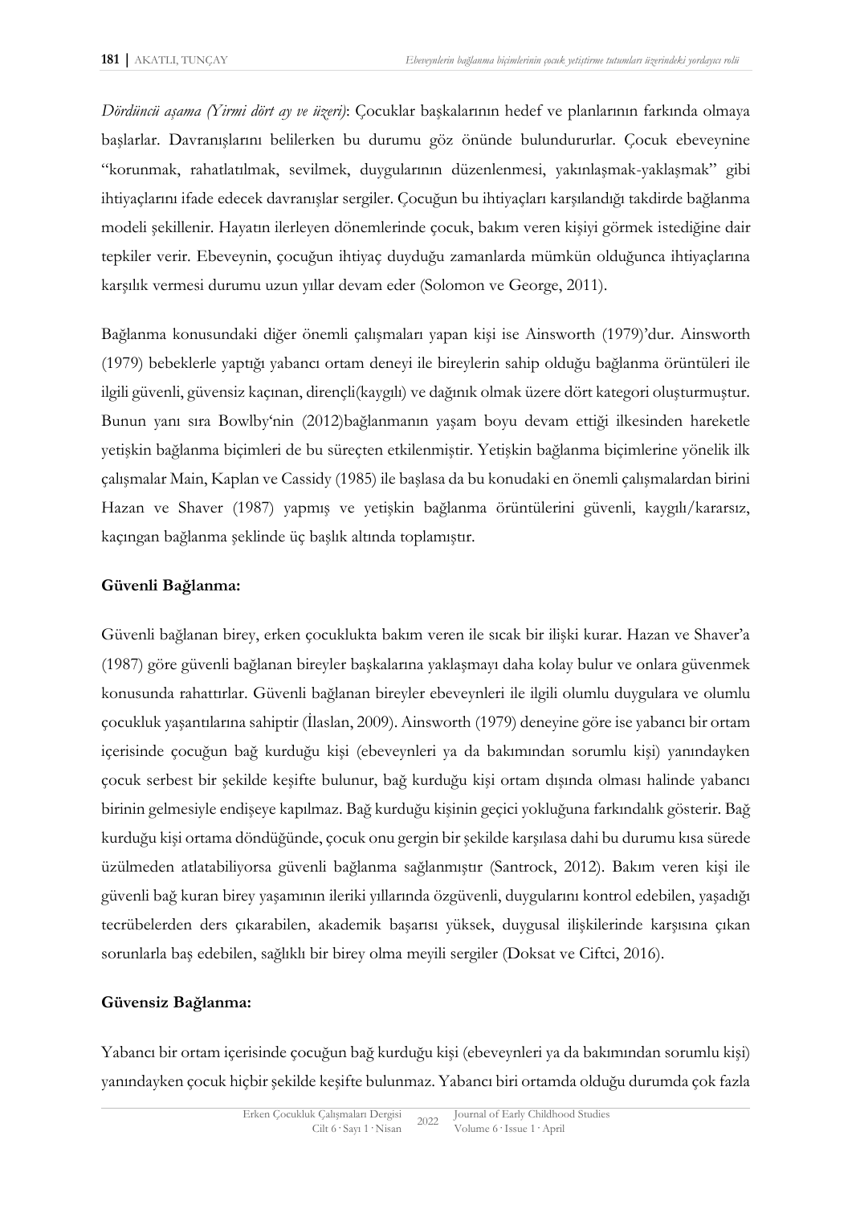*Dördüncü aşama (Yirmi dört ay ve üzeri)*: Çocuklar başkalarının hedef ve planlarının farkında olmaya başlarlar. Davranışlarını belirlerken bu durumu göz önünde bulundururlar. Çocuk ebeveynine "korunmak, rahatlatılmak, sevilmek, duygularının düzenlenmesi, yakınlaşmak-yaklaşmak" gibi ihtiyaçlarını ifade edecek davranışlar sergiler. Çocuğun bu ihtiyaçları karşılandığı takdirde bağlanma modeli şekillenir. Hayatın ilerleyen dönemlerinde çocuk, bakım veren kişiyi görmek istediğine dair tepkiler verir. Ebeveynin, çocuğun ihtiyaç duyduğu zamanlarda mümkün olduğunca ihtiyaçlarına karşılık vermesi durumu uzun yıllar devam eder (Solomon ve George, 2011).

Bağlanma konusundaki diğer önemli çalışmaları yapan kişi ise Ainsworth (1979)'dur. Ainsworth (1979) bebeklerle yaptığı yabancı ortam deneyi ile bireylerin sahip olduğu bağlanma örüntüleri ile ilgili güvenli, güvensiz kaçınan, dirençli(kaygılı) ve dağınık olmak üzere dört kategori oluşturmuştur. Bunun yanı sıra Bowlby'nin (2012)bağlanmanın yaşam boyu devam ettiği ilkesinden hareketle yetişkin bağlanma biçimleri de bu süreçten etkilenmiştir. Yetişkin bağlanma biçimlerine yönelik ilk çalışmalar Main, Kaplan ve Cassidy (1985) ile başlasa da bu konudaki en önemli çalışmalardan birini Hazan ve Shaver (1987) yapmış ve yetişkin bağlanma örüntülerini güvenli, kaygılı/kararsız, kaçıngan bağlanma şeklinde üç başlık altında toplamıştır.

**Güvenli Bağlanma:**

Güvenli bağlanan birey, erken çocuklukta bakım veren ile sıcak bir ilişki kurar. Hazan ve Shaver'a (1987) göre güvenli bağlanan bireyler başkalarına yaklaşmayı daha kolay bulur ve onlara güvenmek konusunda rahattırlar. Güvenli bağlanan bireyler ebeveynleri ile ilgili olumlu duygulara ve olumlu çocukluk yaşantılarına sahiptir (İlaslan, 2009). Ainsworth (1979) deneyine göre ise yabancı bir ortam içerisinde çocuğun bağ kurduğu kişi (ebeveynleri ya da bakımından sorumlu kişi) yanındayken çocuk serbest bir şekilde keşifte bulunur, bağ kurduğu kişi ortam dışında olması halinde yabancı birinin gelmesiyle endişeye kapılmaz. Bağ kurduğu kişinin geçici yokluğuna farkındalık gösterir. Bağ kurduğu kişi ortama döndüğünde, çocuk onu gergin bir şekilde karşılasa dahi bu durumu kısa sürede üzülmeden atlatabiliyorsa güvenli bağlanma sağlanmıştır (Santrock, 2012). Bakım veren kişi ile güvenli bağ kuran birey yaşamının ileriki yıllarında özgüvenli, duygularını kontrol edebilen, yaşadığı tecrübelerden ders çıkarabilen, akademik başarısı yüksek, duygusal ilişkilerinde karşısına çıkan sorunlarla baş edebilen, sağlıklı bir birey olma meyili sergiler (Doksat ve Ciftci, 2016).

**Güvensiz Bağlanma:**

Yabancı bir ortam içerisinde çocuğun bağ kurduğu kişi (ebeveynleri ya da bakımından sorumlu kişi) yanındayken çocuk hiçbir şekilde keşifte bulunmaz. Yabancı biri ortamda olduğu durumda çok fazla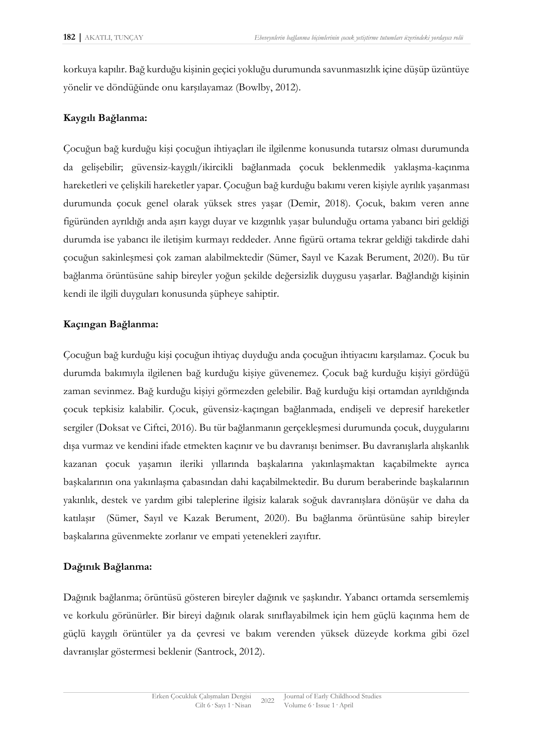korkuya kapılır. Bağ kurduğu kişinin geçici yokluğu durumunda savunmasızlık içine düşüp üzüntüye yönelir ve döndüğünde onu karşılayamaz (Bowlby, 2012).

**Kaygılı Bağlanma:**

Çocuğun bağ kurduğu kişi çocuğun ihtiyaçları ile ilgilenme konusunda tutarsız olması durumunda da gelişebilir; güvensiz-kaygılı/ikircikli bağlanmada çocuk beklenmedik yaklaşma-kaçınma hareketleri ve çelişkili hareketler yapar. Çocuğun bağ kurduğu bakımı veren kişiyle ayrılık yaşanması durumunda çocuk genel olarak yüksek stres yaşar (Demir, 2018). Çocuk, bakım veren anne figüründen ayrıldığı anda aşırı kaygı duyar ve kızgınlık yaşar bulunduğu ortama yabancı biri geldiği durumda ise yabancı ile iletişim kurmayı reddeder. Anne figürü ortama tekrar geldiği takdirde dahi çocuğun sakinleşmesi çok zaman alabilmektedir (Sümer, Sayıl ve Kazak Berument, 2020). Bu tür bağlanma örüntüsüne sahip bireyler yoğun şekilde değersizlik duygusu yaşarlar. Bağlandığı kişinin kendi ile ilgili duyguları konusunda şüpheye sahiptir.

**Kaçıngan Bağlanma:**

Çocuğun bağ kurduğu kişi çocuğun ihtiyaç duyduğu anda çocuğun ihtiyacını karşılamaz. Çocuk bu durumda bakımıyla ilgilenen bağ kurduğu kişiye güvenemez. Çocuk bağ kurduğu kişiyi gördüğü zaman sevinmez. Bağ kurduğu kişiyi görmezden gelebilir. Bağ kurduğu kişi ortamdan ayrıldığında çocuk tepkisiz kalabilir. Çocuk, güvensiz-kaçıngan bağlanmada, endişeli ve depresif hareketler sergiler (Doksat ve Ciftci, 2016). Bu tür bağlanmanın gerçekleşmesi durumunda çocuk, duygularını dışa vurmaz ve kendini ifade etmekten kaçınır ve bu davranışı benimser. Bu davranışlarla alışkanlık kazanan çocuk yaşamın ileriki yıllarında başkalarına yakınlaşmaktan kaçabilmekte ayrıca başkalarının ona yakınlaşma çabasından dahi kaçabilmektedir. Bu durum beraberinde başkalarının yakınlık, destek ve yardım gibi taleplerine ilgisiz kalarak soğuk davranışlara dönüşür ve daha da katılaşır (Sümer, Sayıl ve Kazak Berument, 2020). Bu bağlanma örüntüsüne sahip bireyler başkalarına güvenmekte zorlanır ve empati yetenekleri zayıftır.

**Dağınık Bağlanma:**

Dağınık bağlanma; örüntüsü gösteren bireyler dağınık ve şaşkındır. Yabancı ortamda sersemlemiş ve korkulu görünürler. Bir bireyi dağınık olarak sınıflayabilmek için hem güçlü kaçınma hem de güçlü kaygılı örüntüler ya da çevresi ve bakım verenden yüksek düzeyde korkma gibi özel davranışlar göstermesi beklenir (Santrock, 2012).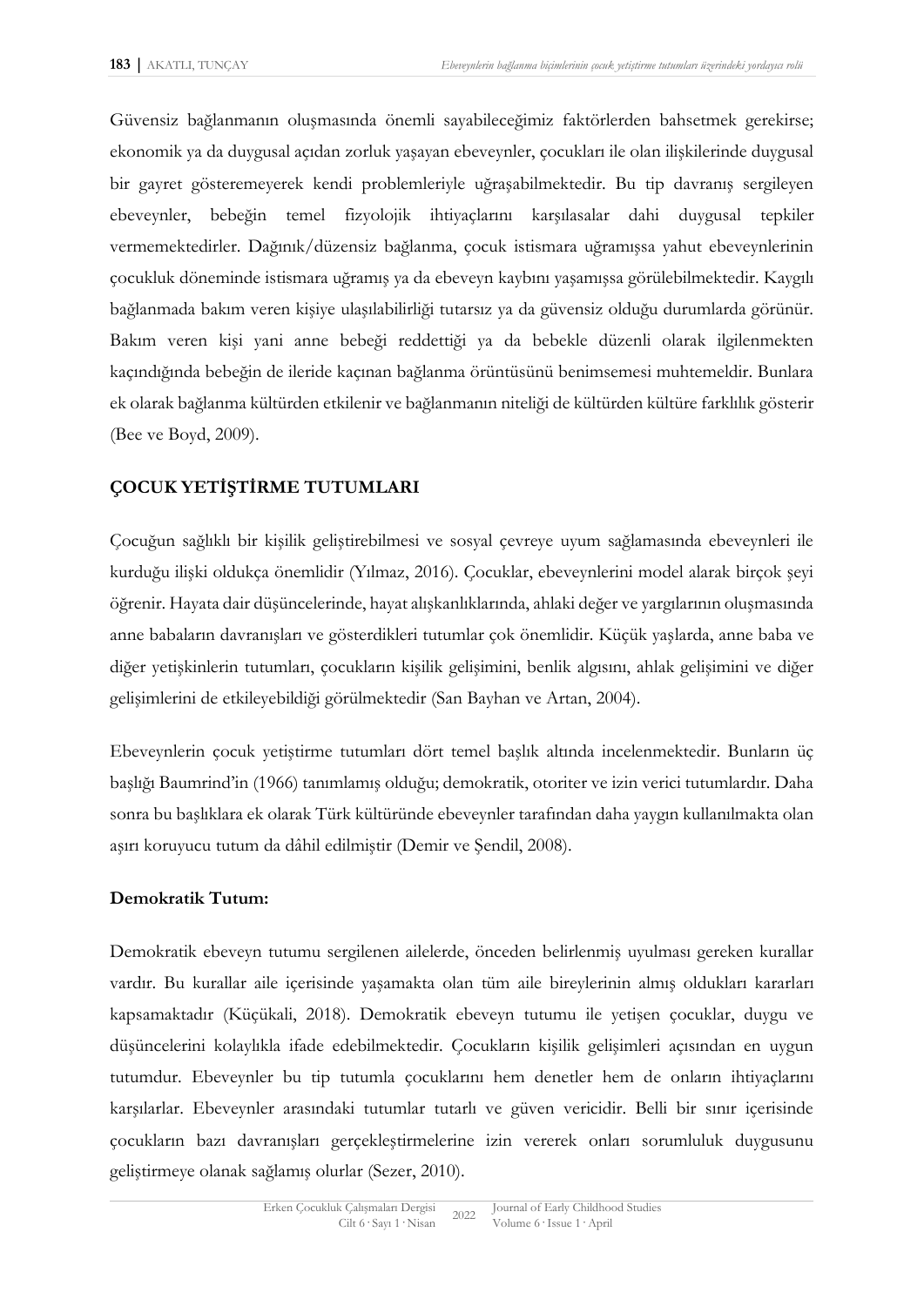Güvensiz bağlanmanın oluşmasında önemli sayabileceğimiz faktörlerden bahsetmek gerekirse; ekonomik ya da duygusal açıdan zorluk yaşayan ebeveynler, çocukları ile olan ilişkilerinde duygusal bir gayret gösteremeyerek kendi problemleriyle uğraşabilmektedir. Bu tip davranış sergileyen ebeveynler, bebeğin temel fizyolojik ihtiyaçlarını karşılasalar dahi duygusal tepkiler vermemektedirler. Dağınık/düzensiz bağlanma, çocuk istismara uğramışsa yahut ebeveynlerinin çocukluk döneminde istismara uğramış ya da ebeveyn kaybını yaşamışsa görülebilmektedir. Kaygılı bağlanmada bakım veren kişiye ulaşılabilirliği tutarsız ya da güvensiz olduğu durumlarda görünür. Bakım veren kişi yani anne bebeği reddettiği ya da bebekle düzenli olarak ilgilenmekten kaçındığında bebeğin de ileride kaçınan bağlanma örüntüsünü benimsemesi muhtemeldir. Bunlara ek olarak bağlanma kültürden etkilenir ve bağlanmanın niteliği de kültürden kültüre farklılık gösterir (Bee ve Boyd, 2009).

## ÇOCUK YETİŞTİRME TUTUMLARI

Çocuğun sağlıklı bir kişilik geliştirebilmesi ve sosyal çevreye uyum sağlamasında ebeveynleri ile kurduğu ilişki oldukça önemlidir (Yılmaz, 2016). Çocuklar, ebeveynlerini model alarak birçok şeyi öğrenir. Hayata dair düşüncelerinde, hayat alışkanlıklarında, ahlaki değer ve yargılarının oluşmasında anne babaların davranışları ve gösterdikleri tutumlar çok önemlidir. Küçük yaşlarda, anne baba ve diğer yetişkinlerin tutumları, çocukların kişilik gelişimini, benlik algısını, ahlak gelişimini ve diğer gelişimlerini de etkileyebildiği görülmektedir (San Bayhan ve Artan, 2004).

Ebeveynlerin çocuk yetiştirme tutumları dört temel başlık altında incelenmektedir. Bunların üç başlığı Baumrind'in (1966) tanımlamış olduğu; demokratik, otoriter ve izin verici tutumlardır. Daha sonra bu başlıklara ek olarak Türk kültüründe ebeveynler tarafından daha yaygın kullanılmakta olan aşırı koruyucu tutum da dâhil edilmiştir (Demir ve Şendil, 2008).

### Demokratik Tutum:

Demokratik ebeveyn tutumu sergilenen ailelerde, önceden belirlenmiş uyulması gereken kurallar vardır. Bu kurallar aile içerisinde yaşamakta olan tüm aile bireylerinin almış oldukları kararları kapsamaktadır (Küçükali, 2018). Demokratik ebeveyn tutumu ile yetişen çocuklar, duygu ve düşüncelerini kolaylıkla ifade edebilmektedir. Çocukların kişilik gelişimleri açısından en uygun tutumdur. Ebeveynler bu tip tutumla çocuklarını hem denetler hem de onların ihtiyaçlarını karşılarlar. Ebeveynler arasındaki tutumlar tutarlı ve güven vericidir. Belli bir sınır içerisinde çocukların bazı davranışları gerçekleştirmelerine izin vererek onları sorumluluk duygusunu geliştirmeye olanak sağlamış olurlar (Sezer, 2010).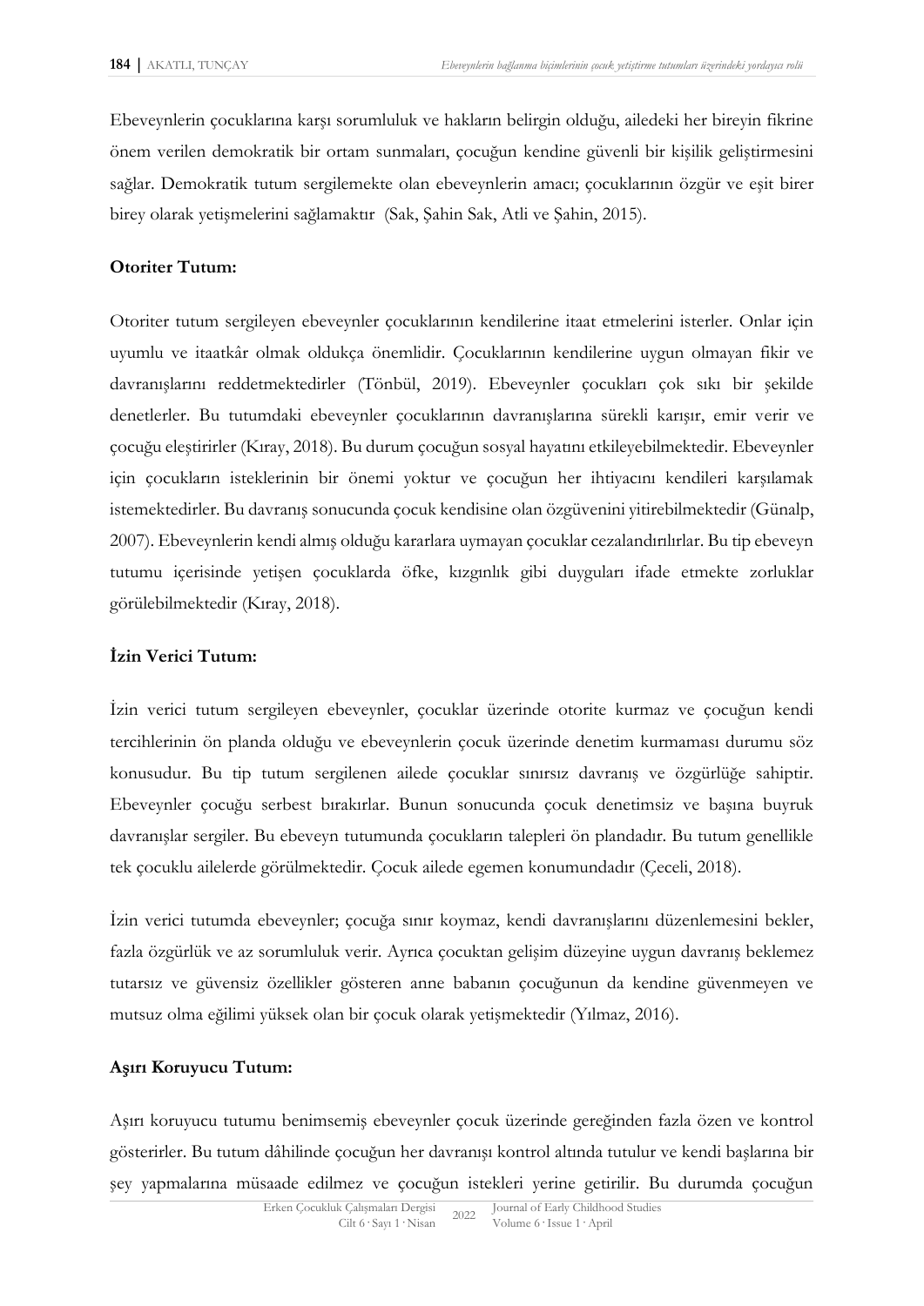Ebeveynlerin çocuklarına karşı sorumluluk ve hakların belirgin olduğu, ailedeki her bireyin fikrine önem verilen demokratik bir ortam sunmaları, çocuğun kendine güvenli bir kişilik geliştirmesini sağlar. Demokratik tutum sergilemekte olan ebeveynlerin amacı; çocuklarının özgür ve eşit birer birey olarak yetişmelerini sağlamaktır (Sak, Şahin Sak, Atli ve Şahin, 2015).

**Otoriter Tutum:**

Otoriter tutum sergileyen ebeveynler çocuklarının kendilerine itaat etmelerini isterler. Onlar için uyumlu ve itaatkâr olmak oldukça önemlidir. Çocuklarının kendilerine uygun olmayan fikir ve davranışlarını reddetmektedirler (Tönbül, 2019). Ebeveynler çocukları çok sıkı bir şekilde denetlerler. Bu tutumdaki ebeveynler çocuklarının davranışlarına sürekli karışır, emir verir ve çocuğu eleştirirler (Kıray, 2018). Bu durum çocuğun sosyal hayatını etkileyebilmektedir. Ebeveynler için çocukların isteklerinin bir önemi yoktur ve çocuğun her ihtiyacını kendileri karşılamak istemektedirler. Bu davranış sonucunda çocuk kendisine olan özgüvenini yitirebilmektedir (Günalp, 2007). Ebeveynlerin kendi almış olduğu kararlara uymayan çocuklar cezalandırılırlar. Bu tip ebeveyn tutumu içerisinde yetişen çocuklarda öfke, kızgınlık gibi duyguları ifade etmekte zorluklar görülebilmektedir (Kıray, 2018).

**İzin Verici Tutum:**

İzin verici tutum sergileyen ebeveynler, çocuklar üzerinde otorite kurmaz ve çocuğun kendi tercihlerinin ön planda olduğu ve ebeveynlerin çocuk üzerinde denetim kurmaması durumu söz konusudur. Bu tip tutum sergilenen ailede çocuklar sınırsız davranış ve özgürlüğe sahiptir. Ebeveynler çocuğu serbest bırakırlar. Bunun sonucunda çocuk denetimsiz ve başına buyruk davranışlar sergiler. Bu ebeveyn tutumunda çocukların talepleri ön plandadır. Bu tutum genellikle tek çocuklu ailelerde görülmektedir. Çocuk ailede egemen konumundadır (Çeceli, 2018).

İzin verici tutumda ebeveynler; çocuğa sınır koymaz, kendi davranışlarını düzenlemesini bekler, fazla özgürlük ve az sorumluluk verir. Ayrıca çocuktan gelişim düzeyine uygun davranış beklemez tutarsız ve güvensiz özellikler gösteren anne babanın çocuğunun da kendine güvenmeyen ve mutsuz olma eğilimi yüksek olan bir çocuk olarak yetişmektedir (Yılmaz, 2016).

**Aşırı Koruyucu Tutum:**

Aşırı koruyucu tutumu benimsemiş ebeveynler çocuk üzerinde gereğinden fazla özen ve kontrol gösterirler. Bu tutum dâhilinde çocuğun her davranışı kontrol altında tutulur ve kendi başlarına bir şey yapmalarına müsaade edilmez ve çocuğun istekleri yerine getirilir. Bu durumda çocuğun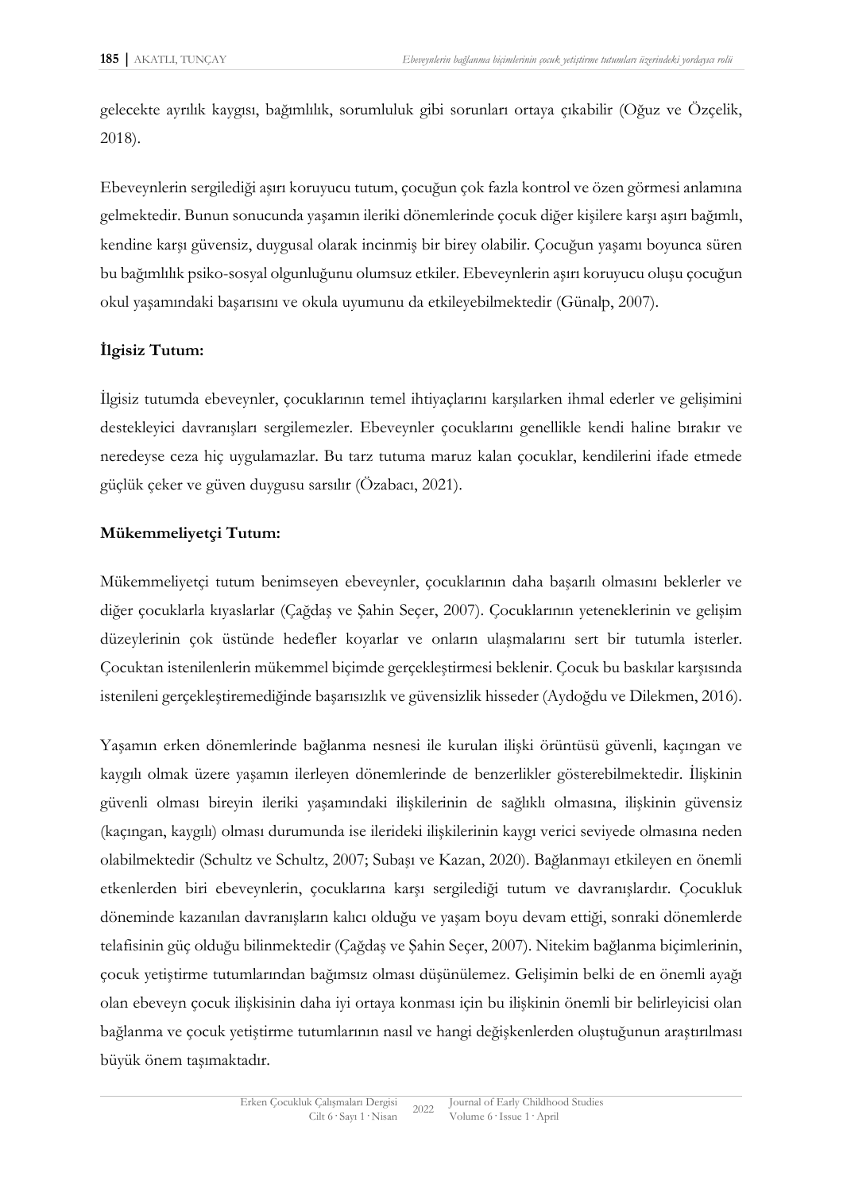gelecekte ayrılık kaygısı, bağımlılık, sorumluluk gibi sorunları ortaya çıkabilir (Oğuz ve Özçelik, 2018).

Ebeveynlerin sergilediği aşırı koruyucu tutum, çocuğun çok fazla kontrol ve özen görmesi anlamına gelmektedir. Bunun sonucunda yaşamın ileriki dönemlerinde çocuk diğer kişilere karşı aşırı bağımlı, kendine karşı güvensiz, duygusal olarak incinmiş bir birey olabilir. Çocuğun yaşamı boyunca süren bu bağımlılık psiko-sosyal olgunluğunu olumsuz etkiler. Ebeveynlerin aşırı koruyucu oluşu çocuğun okul yaşamındaki başarısını ve okula uyumunu da etkileyebilmektedir (Günalp, 2007).

**İlgisiz Tutum:**

İlgisiz tutumda ebeveynler, çocuklarının temel ihtiyaçlarını karşılarken ihmal ederler ve gelişimini destekleyici davranışları sergilemezler. Ebeveynler çocuklarını genellikle kendi haline bırakır ve neredeyse ceza hiç uygulamazlar. Bu tarz tutuma maruz kalan çocuklar, kendilerini ifade etmede güçlük çeker ve güven duygusu sarsılır (Özabacı, 2021).

**Mükemmeliyetçi Tutum:**

Mükemmeliyetçi tutum benimseyen ebeveynler, çocuklarının daha başarılı olmasını beklerler ve diğer çocuklarla kıyaslarlar (Çağdaş ve Şahin Seçer, 2007). Çocuklarının yeteneklerinin ve gelişim düzeylerinin çok üstünde hedefler koyarlar ve onların ulaşmalarını sert bir tutumla isterler. Çocuktan istenilenlerin mükemmel biçimde gerçekleştirmesi beklenir. Çocuk bu baskılar karşısında istenileni gerçekleştiremediğinde başarısızlık ve güvensizlik hisseder (Aydoğdu ve Dilekmen, 2016).

Yaşamın erken dönemlerinde bağlanma nesnesi ile kurulan ilişki örüntüsü güvenli, kaçıngan ve kaygılı olmak üzere yaşamın ilerleyen dönemlerinde de benzerlikler gösterebilmektedir. İlişkinin güvenli olması bireyin ileriki yaşamındaki ilişkilerinin de sağlıklı olmasına, ilişkinin güvensiz (kaçıngan, kaygılı) olması durumunda ise ilerideki ilişkilerinin kaygı verici seviyede olmasına neden olabilmektedir (Schultz ve Schultz, 2007; Subaşı ve Kazan, 2020). Bağlanmayı etkileyen en önemli etkenlerden biri ebeveynlerin, çocuklarına karşı sergilediği tutum ve davranışlardır. Çocukluk döneminde kazanılan davranışların kalıcı olduğu ve yaşam boyu devam ettiği, sonraki dönemlerde telafisinin güç olduğu bilinmektedir (Çağdaş ve Şahin Seçer, 2007). Nitekim bağlanma biçimlerinin, çocuk yetiştirme tutumlarından bağımsız olması düşünülemez. Gelişimin belki de en önemli ayağı olan ebeveyn çocuk ilişkisinin daha iyi ortaya konması için bu ilişkinin önemli bir belirleyicisi olan bağlanma ve çocuk yetiştirme tutumlarının nasıl ve hangi değişkenlerden oluştuğunun araştırılması büyük önem taşımaktadır.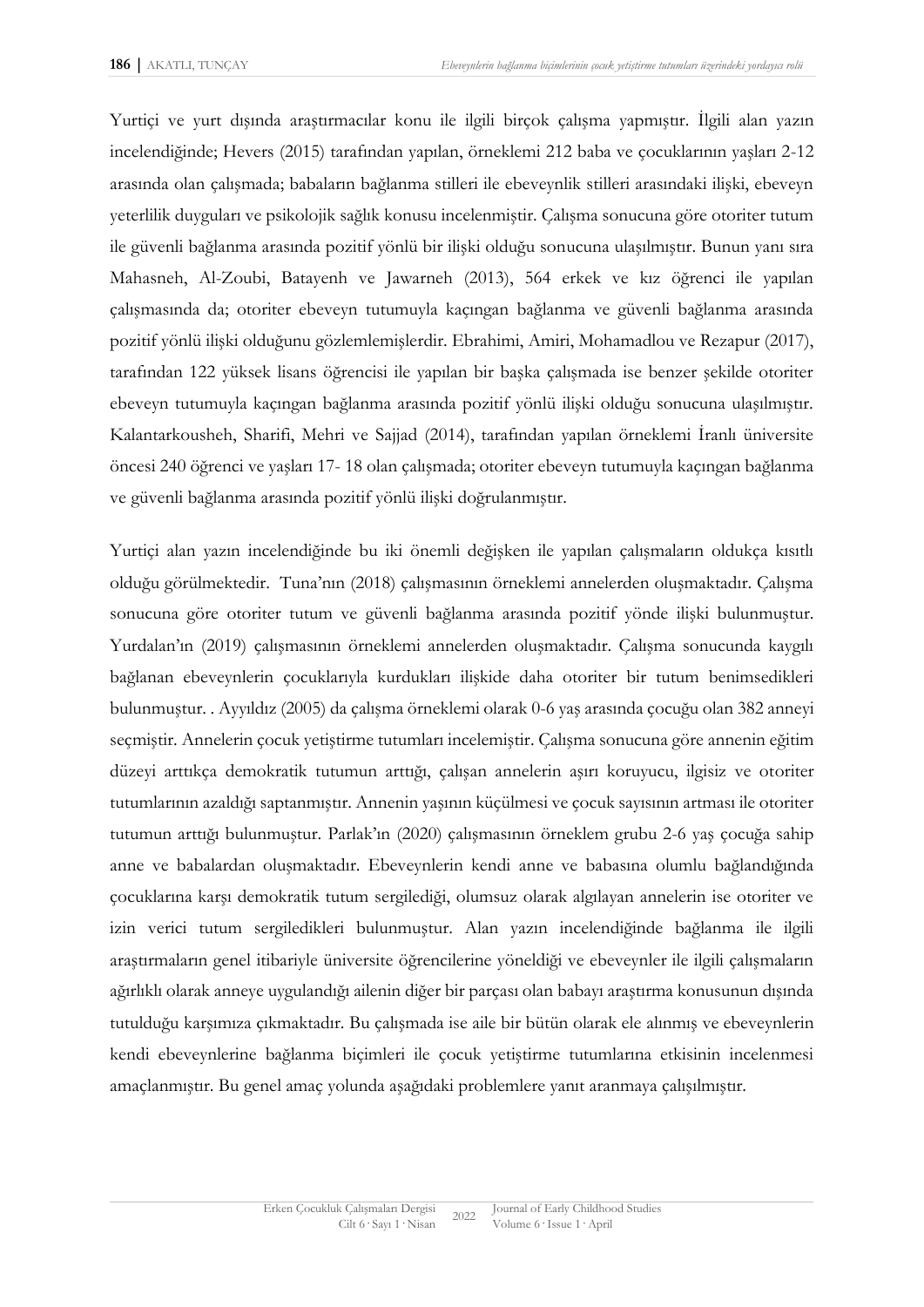Yurtiçi ve yurt dışında araştırmacılar konu ile ilgili birçok çalışma yapmıştır. İlgili alan yazın incelendiğinde; Hevers (2015) tarafından yapılan, örneklemi 212 baba ve çocuklarının yaşları 2-12 arasında olan çalışmada; babaların bağlanma stilleri ile ebeveynlik stilleri arasındaki ilişki, ebeveyn yeterlilik duyguları ve psikolojik sağlık konusu incelenmiştir. Çalışma sonucuna göre otoriter tutum ile güvenli bağlanma arasında pozitif yönlü bir ilişki olduğu sonucuna ulaşılmıştır. Bunun yanı sıra Mahasneh, Al-Zoubi, Batayenh ve Jawarneh (2013), 564 erkek ve kız öğrenci ile yapılan çalışmasında da; otoriter ebeveyn tutumuyla kaçıngan bağlanma ve güvenli bağlanma arasında pozitif yönlü ilişki olduğunu gözlemlemişlerdir. Ebrahimi, Amiri, Mohamadlou ve Rezapur (2017), tarafından 122 yüksek lisans öğrencisi ile yapılan bir başka çalışmada ise benzer şekilde otoriter ebeveyn tutumuyla kaçıngan bağlanma arasında pozitif yönlü ilişki olduğu sonucuna ulaşılmıştır. Kalantarkousheh, Sharifi, Mehri ve Sajjad (2014), tarafından yapılan örneklemi İranlı üniversite öncesi 240 öğrenci ve yaşları 17- 18 olan çalışmada; otoriter ebeveyn tutumuyla kaçıngan bağlanma ve güvenli bağlanma arasında pozitif yönlü ilişki doğrulanmıştır.

Yurtiçi alan yazın incelendiğinde bu iki önemli değişken ile yapılan çalışmaların oldukça kısıtlı olduğu görülmektedir. Tuna'nın (2018) çalışmasının örneklemi annelerden oluşmaktadır. Çalışma sonucuna göre otoriter tutum ve güvenli bağlanma arasında pozitif yönde ilişki bulunmuştur. Yurdalan'ın (2019) çalışmasının örneklemi annelerden oluşmaktadır. Çalışma sonucunda kaygılı bağlanan ebeveynlerin çocuklarıyla kurdukları ilişkide daha otoriter bir tutum benimsedikleri bulunmuştur. . Ayyıldız (2005) da çalışma örneklemi olarak 0-6 yaş arasında çocuğu olan 382 anneyi seçmiştir. Annelerin çocuk yetiştirme tutumları incelemiştir. Çalışma sonucuna göre annenin eğitim düzeyi arttıkça demokratik tutumun arttığı, çalışan annelerin aşırı koruyucu, ilgisiz ve otoriter tutumlarının azaldığı saptanmıştır. Annenin yaşının küçülmesi ve çocuk sayısının artması ile otoriter tutumun arttığı bulunmuştur. Parlak'ın (2020) çalışmasının örneklem grubu 2-6 yaş çocuğa sahip anne ve babalardan oluşmaktadır. Ebeveynlerin kendi anne ve babasına olumlu bağlandığında çocuklarına karşı demokratik tutum sergilediği, olumsuz olarak algılayan annelerin ise otoriter ve izin verici tutum sergiledikleri bulunmuştur. Alan yazın incelendiğinde bağlanma ile ilgili araştırmaların genel itibariyle üniversite öğrencilerine yöneldiği ve ebeveynler ile ilgili çalışmaların ağırlıklı olarak anneye uygulandığı ailenin diğer bir parçası olan babayı araştırma konusunun dışında tutulduğu karşımıza çıkmaktadır. Bu çalışmada ise aile bir bütün olarak ele alınmış ve ebeveynlerin kendi ebeveynlerine bağlanma biçimleri ile çocuk yetiştirme tutumlarına etkisinin incelenmesi amaçlanmıştır. Bu genel amaç yolunda aşağıdaki problemlere yanıt aranmaya çalışılmıştır.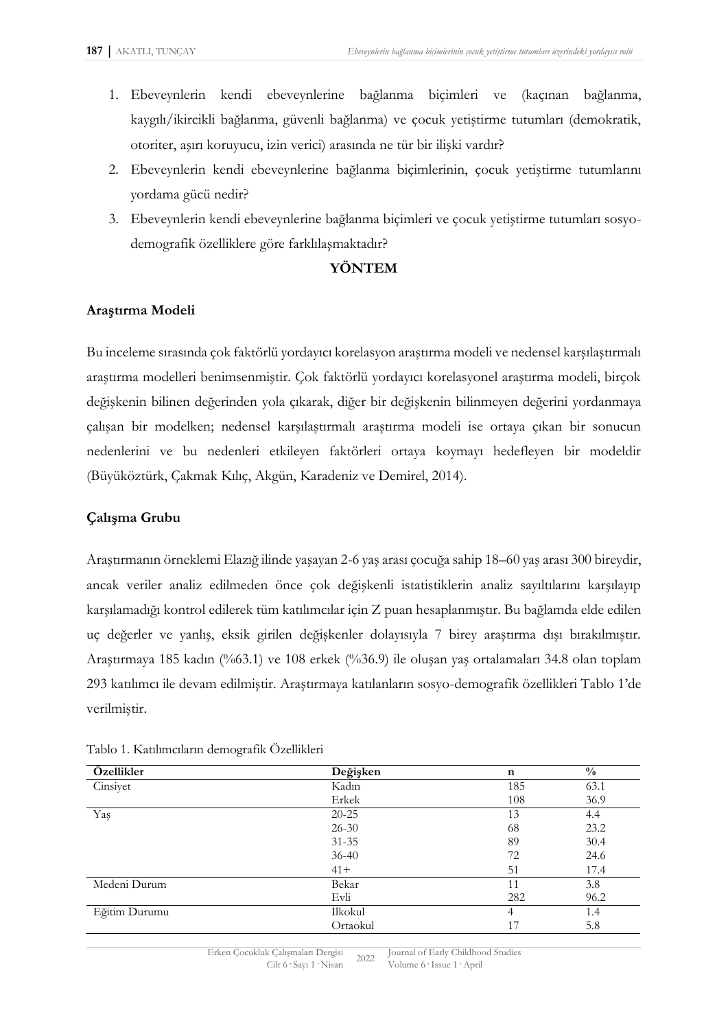1. Ebeveynlerin kendi ebeveynlerine bağlanma biçimleri ve (kaçınan bağlanma, kaygılı/ikircikli bağlanma, güvenli bağlanma) ve çocuk yetiştirme tutumları (demokratik, otoriter, aşırı koruyucu, izin verici) arasında ne tür bir ilişki vardır?
2. Ebeveynlerin kendi ebeveynlerine bağlanma biçimlerinin, çocuk yetiştirme tutumlarını yordama gücü nedir?
3. Ebeveynlerin kendi ebeveynlerine bağlanma biçimleri ve çocuk yetiştirme tutumları sosyo-demografik özelliklere göre farklılaşmaktadır?

## YÖNTEM

### Araştırma Modeli

Bu inceleme sırasında çok faktörlü yordayıcı korelasyon araştırma modeli ve nedensel karşılaştırmalı araştırma modelleri benimsenmiştir. Çok faktörlü yordayıcı korelasyonel araştırma modeli, birçok değişkenin bilinen değerinden yola çıkarak, diğer bir değişkenin bilinmeyen değerini yordanmaya çalışan bir modelken; nedensel karşılaştırmalı araştırma modeli ise ortaya çıkan bir sonucun nedenlerini ve bu nedenleri etkileyen faktörleri ortaya koymayı hedefleyen bir modeldir (Büyüköztürk, Çakmak Kılıç, Akgün, Karadeniz ve Demirel, 2014).

### Çalışma Grubu

Araştırmanın örneklemi Elazığ ilinde yaşayan 2-6 yaş arası çocuğa sahip 18–60 yaş arası 300 bireydir, ancak veriler analiz edilmeden önce çok değişkenli istatistiklerin analiz sayıltılarını karşılayıp karşılamadığı kontrol edilerek tüm katılımcılar için Z puan hesaplanmıştır. Bu bağlamda elde edilen uç değerler ve yanlış, eksik girilen değişkenler dolayısıyla 7 birey araştırma dışı bırakılmıştır. Araştırmaya 185 kadın (%63.1) ve 108 erkek (%36.9) ile oluşan yaş ortalamaları 34.8 olan toplam 293 katılımcı ile devam edilmiştir. Araştırmaya katılanların sosyo-demografik özellikleri Tablo 1'de verilmiştir.

Tablo 1. Katılımcıların demografik Özellikleri

| Özellikler | Değişken | n | % |
|---|---|---|---|
| Cinsiyet | Kadın | 185 | 63.1 |
| | Erkek | 108 | 36.9 |
| Yaş | 20-25 | 13 | 4.4 |
| | 26-30 | 68 | 23.2 |
| | 31-35 | 89 | 30.4 |
| | 36-40 | 72 | 24.6 |
| | 41+ | 51 | 17.4 |
| Medeni Durum | Bekar | 11 | 3.8 |
| | Evli | 282 | 96.2 |
| Eğitim Durumu | İlkokul | 4 | 1.4 |
| | Ortaokul | 17 | 5.8 |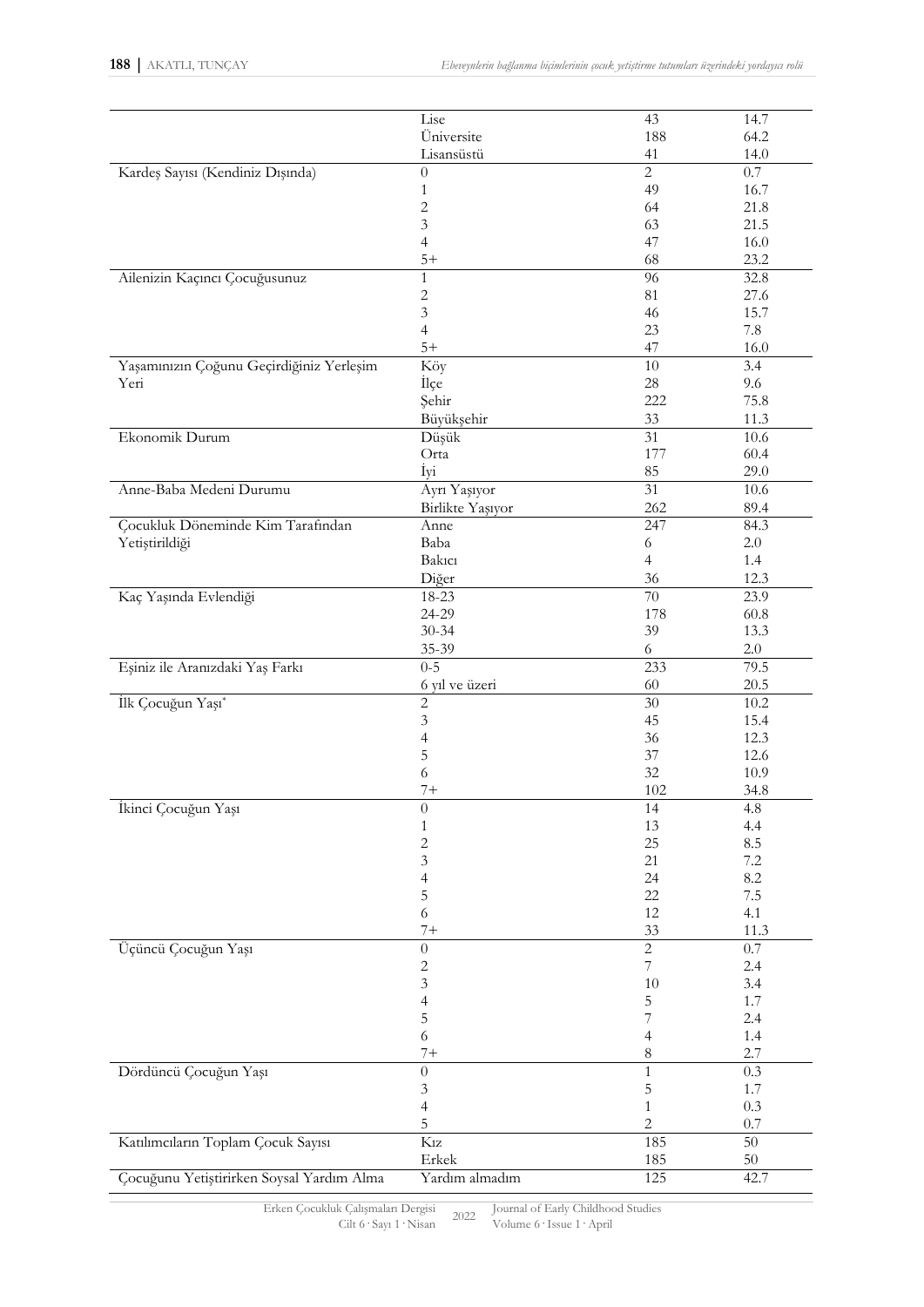|  |  |  |  |
|---|---|---|---|
|  | Lise | 43 | 14.7 |
|  | Üniversite | 188 | 64.2 |
|  | Lisansüstü | 41 | 14.0 |
| Kardeş Sayısı (Kendiniz Dışında) | 0 | 2 | 0.7 |
|  | 1 | 49 | 16.7 |
|  | 2 | 64 | 21.8 |
|  | 3 | 63 | 21.5 |
|  | 4 | 47 | 16.0 |
|  | 5+ | 68 | 23.2 |
| Ailenizin Kaçıncı Çocuğusunuz | 1 | 96 | 32.8 |
|  | 2 | 81 | 27.6 |
|  | 3 | 46 | 15.7 |
|  | 4 | 23 | 7.8 |
|  | 5+ | 47 | 16.0 |
| Yaşamınızın Çoğunu Geçirdiğiniz Yerleşim Yeri | Köy | 10 | 3.4 |
|  | İlçe | 28 | 9.6 |
|  | Şehir | 222 | 75.8 |
|  | Büyükşehir | 33 | 11.3 |
| Ekonomik Durum | Düşük | 31 | 10.6 |
|  | Orta | 177 | 60.4 |
|  | İyi | 85 | 29.0 |
| Anne-Baba Medeni Durumu | Ayrı Yaşıyor | 31 | 10.6 |
|  | Birlikte Yaşıyor | 262 | 89.4 |
| Çocukluk Döneminde Kim Tarafından Yetiştirildiği | Anne | 247 | 84.3 |
|  | Baba | 6 | 2.0 |
|  | Bakıcı | 4 | 1.4 |
|  | Diğer | 36 | 12.3 |
| Kaç Yaşında Evlendiği | 18-23 | 70 | 23.9 |
|  | 24-29 | 178 | 60.8 |
|  | 30-34 | 39 | 13.3 |
|  | 35-39 | 6 | 2.0 |
| Eşiniz ile Aranızdaki Yaş Farkı | 0-5 | 233 | 79.5 |
|  | 6 yıl ve üzeri | 60 | 20.5 |
| İlk Çocuğun Yaşı* | 2 | 30 | 10.2 |
|  | 3 | 45 | 15.4 |
|  | 4 | 36 | 12.3 |
|  | 5 | 37 | 12.6 |
|  | 6 | 32 | 10.9 |
|  | 7+ | 102 | 34.8 |
| İkinci Çocuğun Yaşı | 0 | 14 | 4.8 |
|  | 1 | 13 | 4.4 |
|  | 2 | 25 | 8.5 |
|  | 3 | 21 | 7.2 |
|  | 4 | 24 | 8.2 |
|  | 5 | 22 | 7.5 |
|  | 6 | 12 | 4.1 |
|  | 7+ | 33 | 11.3 |
| Üçüncü Çocuğun Yaşı | 0 | 2 | 0.7 |
|  | 2 | 7 | 2.4 |
|  | 3 | 10 | 3.4 |
|  | 4 | 5 | 1.7 |
|  | 5 | 7 | 2.4 |
|  | 6 | 4 | 1.4 |
|  | 7+ | 8 | 2.7 |
| Dördüncü Çocuğun Yaşı | 0 | 1 | 0.3 |
|  | 3 | 5 | 1.7 |
|  | 4 | 1 | 0.3 |
|  | 5 | 2 | 0.7 |
| Katılımcıların Toplam Çocuk Sayısı | Kız | 185 | 50 |
|  | Erkek | 185 | 50 |
| Çocuğunu Yetiştirirken Soysal Yardım Alma | Yardım almadım | 125 | 42.7 |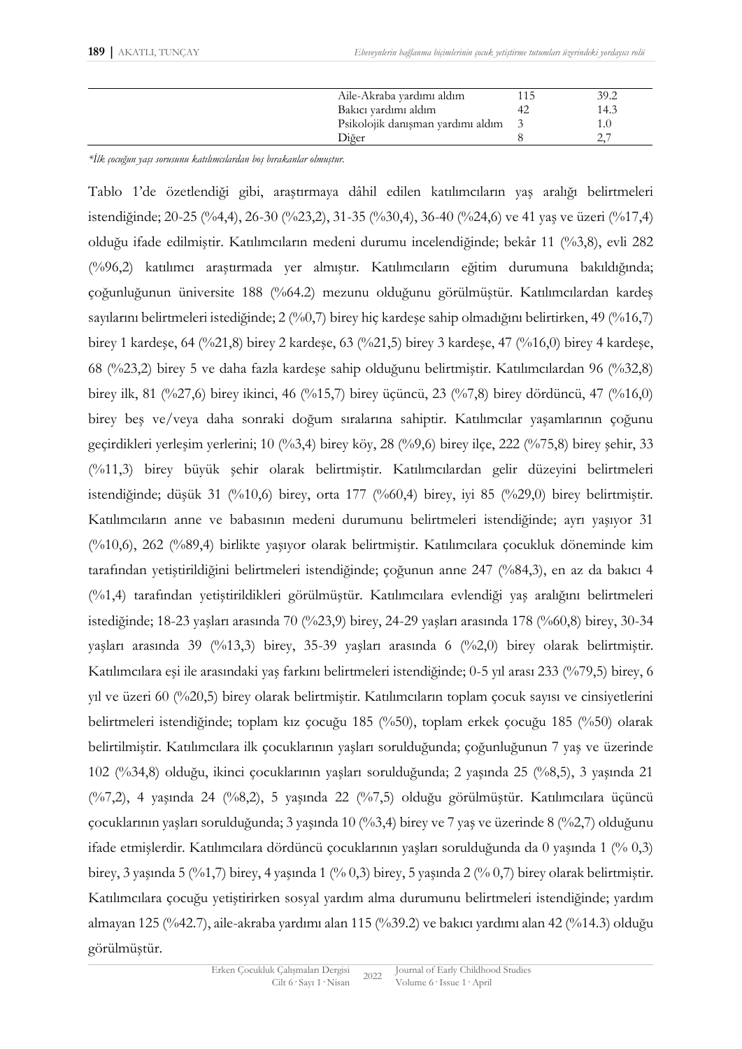| | | | |
|---|---|---|---|
| | Aile-Akraba yardımı aldım | 115 | 39.2 |
| | Bakıcı yardımı aldım | 42 | 14.3 |
| | Psikolojik danışman yardımı aldım | 3 | 1.0 |
| | Diğer | 8 | 2,7 |

*\*İlk çocuğun yaşı sorusunu katılımcılardan boş bırakanlar olmuştur.*

Tablo 1'de özetlendiği gibi, araştırmaya dâhil edilen katılımcıların yaş aralığı belirtmeleri istendiğinde; 20-25 (%4,4), 26-30 (%23,2), 31-35 (%30,4), 36-40 (%24,6) ve 41 yaş ve üzeri (%17,4) olduğu ifade edilmiştir. Katılımcıların medeni durumu incelendiğinde; bekâr 11 (%3,8), evli 282 (%96,2) katılımcı araştırmada yer almıştır. Katılımcıların eğitim durumuna bakıldığında; çoğunluğunun üniversite 188 (%64.2) mezunu olduğunu görülmüştür. Katılımcılardan kardeş sayılarını belirtmeleri istediğinde; 2 (%0,7) birey hiç kardeşe sahip olmadığını belirtirken, 49 (%16,7) birey 1 kardeşe, 64 (%21,8) birey 2 kardeşe, 63 (%21,5) birey 3 kardeşe, 47 (%16,0) birey 4 kardeşe, 68 (%23,2) birey 5 ve daha fazla kardeşe sahip olduğunu belirtmiştir. Katılımcılardan 96 (%32,8) birey ilk, 81 (%27,6) birey ikinci, 46 (%15,7) birey üçüncü, 23 (%7,8) birey dördüncü, 47 (%16,0) birey beş ve/veya daha sonraki doğum sıralarına sahiptir. Katılımcılar yaşamlarının çoğunu geçirdikleri yerleşim yerlerini; 10 (%3,4) birey köy, 28 (%9,6) birey ilçe, 222 (%75,8) birey şehir, 33 (%11,3) birey büyük şehir olarak belirtmiştir. Katılımcılardan gelir düzeyini belirtmeleri istendiğinde; düşük 31 (%10,6) birey, orta 177 (%60,4) birey, iyi 85 (%29,0) birey belirtmiştir. Katılımcıların anne ve babasının medeni durumunu belirtmeleri istendiğinde; ayrı yaşıyor 31 (%10,6), 262 (%89,4) birlikte yaşıyor olarak belirtmiştir. Katılımcılara çocukluk döneminde kim tarafından yetiştirildiğini belirtmeleri istendiğinde; çoğunun anne 247 (%84,3), en az da bakıcı 4 (%1,4) tarafından yetiştirildikleri görülmüştür. Katılımcılara evlendiği yaş aralığını belirtmeleri istediğinde; 18-23 yaşları arasında 70 (%23,9) birey, 24-29 yaşları arasında 178 (%60,8) birey, 30-34 yaşları arasında 39 (%13,3) birey, 35-39 yaşları arasında 6 (%2,0) birey olarak belirtmiştir. Katılımcılara eşi ile arasındaki yaş farkını belirtmeleri istendiğinde; 0-5 yıl arası 233 (%79,5) birey, 6 yıl ve üzeri 60 (%20,5) birey olarak belirtmiştir. Katılımcıların toplam çocuk sayısı ve cinsiyetlerini belirtmeleri istendiğinde; toplam kız çocuğu 185 (%50), toplam erkek çocuğu 185 (%50) olarak belirtilmiştir. Katılımcılara ilk çocuklarının yaşları sorulduğunda; çoğunluğunun 7 yaş ve üzerinde 102 (%34,8) olduğu, ikinci çocuklarının yaşları sorulduğunda; 2 yaşında 25 (%8,5), 3 yaşında 21 (%7,2), 4 yaşında 24 (%8,2), 5 yaşında 22 (%7,5) olduğu görülmüştür. Katılımcılara üçüncü çocuklarının yaşları sorulduğunda; 3 yaşında 10 (%3,4) birey ve 7 yaş ve üzerinde 8 (%2,7) olduğunu ifade etmişlerdir. Katılımcılara dördüncü çocuklarının yaşları sorulduğunda da 0 yaşında 1 (% 0,3) birey, 3 yaşında 5 (%1,7) birey, 4 yaşında 1 (% 0,3) birey, 5 yaşında 2 (% 0,7) birey olarak belirtmiştir. Katılımcılara çocuğu yetiştirirken sosyal yardım alma durumunu belirtmeleri istendiğinde; yardım almayan 125 (%42.7), aile-akraba yardımı alan 115 (%39.2) ve bakıcı yardımı alan 42 (%14.3) olduğu görülmüştür.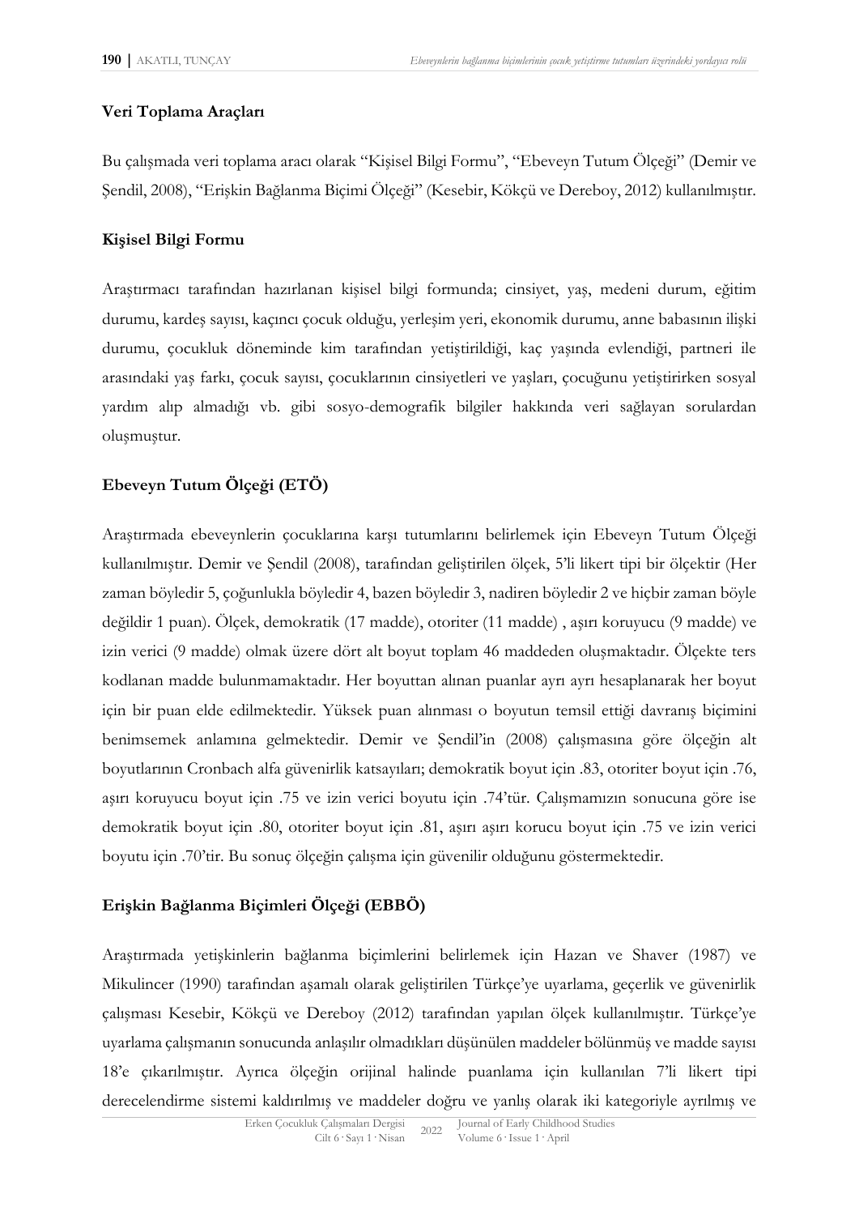### Veri Toplama Araçları

Bu çalışmada veri toplama aracı olarak "Kişisel Bilgi Formu", "Ebeveyn Tutum Ölçeği" (Demir ve Şendil, 2008), "Erişkin Bağlanma Biçimi Ölçeği" (Kesebir, Kökçü ve Dereboy, 2012) kullanılmıştır.

### Kişisel Bilgi Formu

Araştırmacı tarafından hazırlanan kişisel bilgi formunda; cinsiyet, yaş, medeni durum, eğitim durumu, kardeş sayısı, kaçıncı çocuk olduğu, yerleşim yeri, ekonomik durumu, anne babasının ilişki durumu, çocukluk döneminde kim tarafından yetiştirildiği, kaç yaşında evlendiği, partneri ile arasındaki yaş farkı, çocuk sayısı, çocuklarının cinsiyetleri ve yaşları, çocuğunu yetiştirirken sosyal yardım alıp almadığı vb. gibi sosyo-demografik bilgiler hakkında veri sağlayan sorulardan oluşmuştur.

### Ebeveyn Tutum Ölçeği (ETÖ)

Araştırmada ebeveynlerin çocuklarına karşı tutumlarını belirlemek için Ebeveyn Tutum Ölçeği kullanılmıştır. Demir ve Şendil (2008), tarafından geliştirilen ölçek, 5'li likert tipi bir ölçektir (Her zaman böyledir 5, çoğunlukla böyledir 4, bazen böyledir 3, nadiren böyledir 2 ve hiçbir zaman böyle değildir 1 puan). Ölçek, demokratik (17 madde), otoriter (11 madde) , aşırı koruyucu (9 madde) ve izin verici (9 madde) olmak üzere dört alt boyut toplam 46 maddeden oluşmaktadır. Ölçekte ters kodlanan madde bulunmamaktadır. Her boyuttan alınan puanlar ayrı ayrı hesaplanarak her boyut için bir puan elde edilmektedir. Yüksek puan alınması o boyutun temsil ettiği davranış biçimini benimsemek anlamına gelmektedir. Demir ve Şendil'in (2008) çalışmasına göre ölçeğin alt boyutlarının Cronbach alfa güvenirlik katsayıları; demokratik boyut için .83, otoriter boyut için .76, aşırı koruyucu boyut için .75 ve izin verici boyutu için .74'tür. Çalışmamızın sonucuna göre ise demokratik boyut için .80, otoriter boyut için .81, aşırı aşırı korucu boyut için .75 ve izin verici boyutu için .70'tir. Bu sonuç ölçeğin çalışma için güvenilir olduğunu göstermektedir.

### Erişkin Bağlanma Biçimleri Ölçeği (EBBÖ)

Araştırmada yetişkinlerin bağlanma biçimlerini belirlemek için Hazan ve Shaver (1987) ve Mikulincer (1990) tarafından aşamalı olarak geliştirilen Türkçe'ye uyarlama, geçerlik ve güvenirlik çalışması Kesebir, Kökçü ve Dereboy (2012) tarafından yapılan ölçek kullanılmıştır. Türkçe'ye uyarlama çalışmanın sonucunda anlaşılır olmadıkları düşünülen maddeler bölünmüş ve madde sayısı 18'e çıkarılmıştır. Ayrıca ölçeğin orijinal halinde puanlama için kullanılan 7'li likert tipi derecelendirme sistemi kaldırılmış ve maddeler doğru ve yanlış olarak iki kategoriyle ayrılmış ve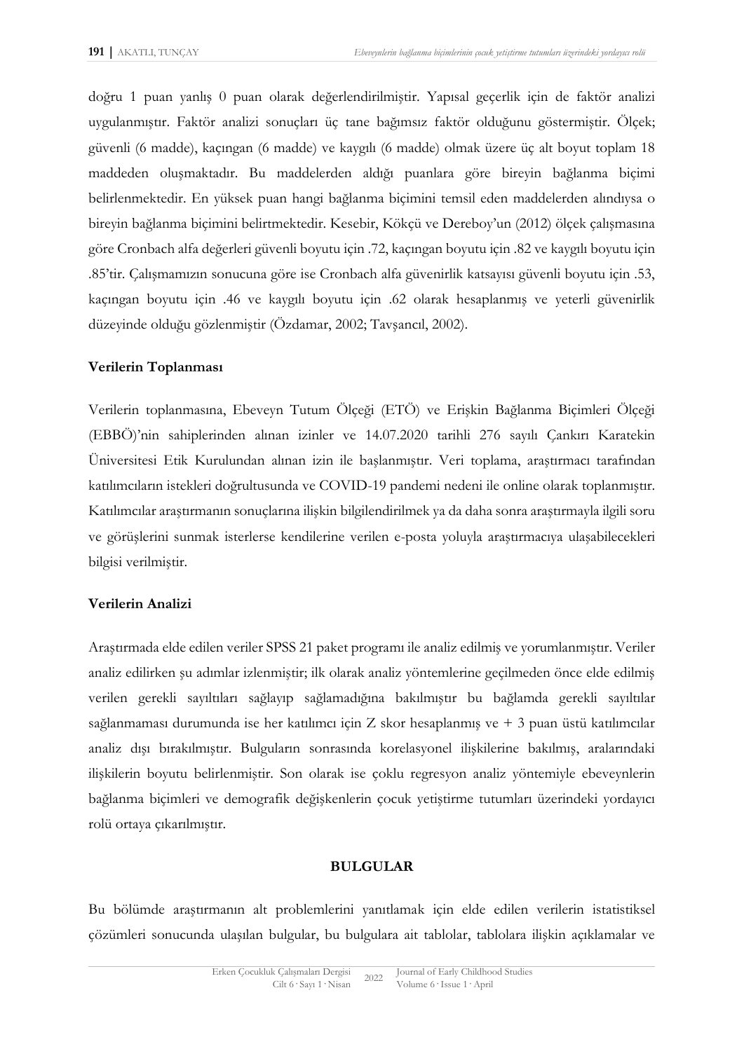doğru 1 puan yanlış 0 puan olarak değerlendirilmiştir. Yapısal geçerlik için de faktör analizi uygulanmıştır. Faktör analizi sonuçları üç tane bağımsız faktör olduğunu göstermiştir. Ölçek; güvenli (6 madde), kaçıngan (6 madde) ve kaygılı (6 madde) olmak üzere üç alt boyut toplam 18 maddeden oluşmaktadır. Bu maddelerden aldığı puanlara göre bireyin bağlanma biçimi belirlenmektedir. En yüksek puan hangi bağlanma biçimini temsil eden maddelerden alındıysa o bireyin bağlanma biçimini belirtmektedir. Kesebir, Kökçü ve Dereboy'un (2012) ölçek çalışmasına göre Cronbach alfa değerleri güvenli boyutu için .72, kaçıngan boyutu için .82 ve kaygılı boyutu için .85'tir. Çalışmamızın sonucuna göre ise Cronbach alfa güvenirlik katsayısı güvenli boyutu için .53, kaçıngan boyutu için .46 ve kaygılı boyutu için .62 olarak hesaplanmış ve yeterli güvenirlik düzeyinde olduğu gözlenmiştir (Özdamar, 2002; Tavşancıl, 2002).

**Verilerin Toplanması**

Verilerin toplanmasına, Ebeveyn Tutum Ölçeği (ETÖ) ve Erişkin Bağlanma Biçimleri Ölçeği (EBBÖ)'nin sahiplerinden alınan izinler ve 14.07.2020 tarihli 276 sayılı Çankırı Karatekin Üniversitesi Etik Kurulundan alınan izin ile başlanmıştır. Veri toplama, araştırmacı tarafından katılımcıların istekleri doğrultusunda ve COVID-19 pandemi nedeni ile online olarak toplanmıştır. Katılımcılar araştırmanın sonuçlarına ilişkin bilgilendirilmek ya da daha sonra araştırmayla ilgili soru ve görüşlerini sunmak isterlerse kendilerine verilen e-posta yoluyla araştırmacıya ulaşabilecekleri bilgisi verilmiştir.

**Verilerin Analizi**

Araştırmada elde edilen veriler SPSS 21 paket programı ile analiz edilmiş ve yorumlanmıştır. Veriler analiz edilirken şu adımlar izlenmiştir; ilk olarak analiz yöntemlerine geçilmeden önce elde edilmiş verilen gerekli sayıltıları sağlayıp sağlamadığına bakılmıştır bu bağlamda gerekli sayıltılar sağlanmaması durumunda ise her katılımcı için Z skor hesaplanmış ve + 3 puan üstü katılımcılar analiz dışı bırakılmıştır. Bulguların sonrasında korelasyonel ilişkilerine bakılmış, aralarındaki ilişkilerin boyutu belirlenmiştir. Son olarak ise çoklu regresyon analiz yöntemiyle ebeveynlerin bağlanma biçimleri ve demografik değişkenlerin çocuk yetiştirme tutumları üzerindeki yordayıcı rolü ortaya çıkarılmıştır.

## BULGULAR

Bu bölümde araştırmanın alt problemlerini yanıtlamak için elde edilen verilerin istatistiksel çözümleri sonucunda ulaşılan bulgular, bu bulgulara ait tablolar, tablolara ilişkin açıklamalar ve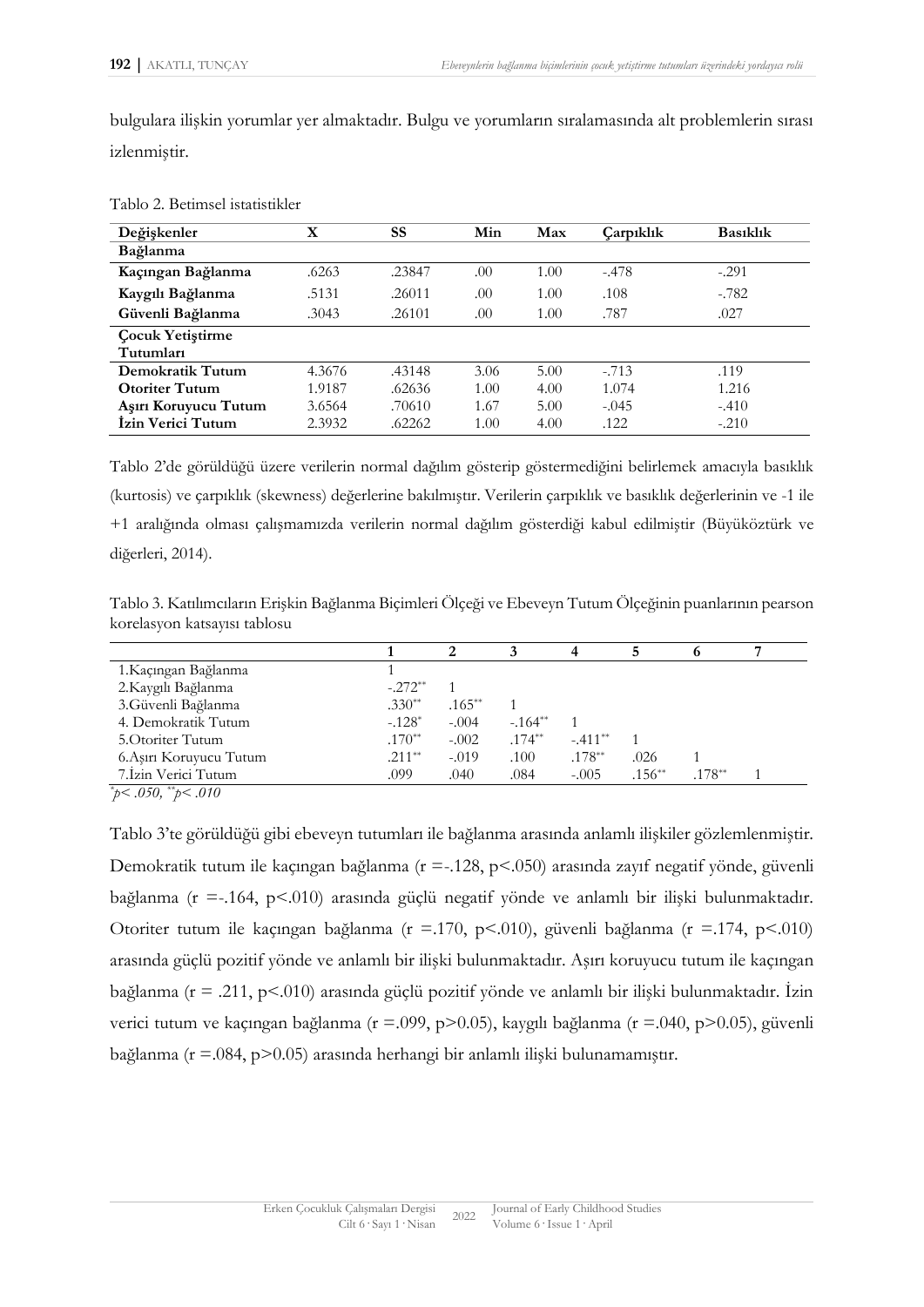bulgulara ilişkin yorumlar yer almaktadır. Bulgu ve yorumların sıralamasında alt problemlerin sırası izlenmiştir.

Tablo 2. Betimsel istatistikler

| Değişkenler | X | SS | Min | Max | Çarpıklık | Basıklık |
|---|---|---|---|---|---|---|
| **Bağlanma** | | | | | | |
| **Kaçıngan Bağlanma** | .6263 | .23847 | .00 | 1.00 | -.478 | -.291 |
| **Kaygılı Bağlanma** | .5131 | .26011 | .00 | 1.00 | .108 | -.782 |
| **Güvenli Bağlanma** | .3043 | .26101 | .00 | 1.00 | .787 | .027 |
| **Çocuk Yetiştirme Tutumları** | | | | | | |
| **Demokratik Tutum** | 4.3676 | .43148 | 3.06 | 5.00 | -.713 | .119 |
| **Otoriter Tutum** | 1.9187 | .62636 | 1.00 | 4.00 | 1.074 | 1.216 |
| **Aşırı Koruyucu Tutum** | 3.6564 | .70610 | 1.67 | 5.00 | -.045 | -.410 |
| **İzin Verici Tutum** | 2.3932 | .62262 | 1.00 | 4.00 | .122 | -.210 |

Tablo 2'de görüldüğü üzere verilerin normal dağılım gösterip göstermediğini belirlemek amacıyla basıklık (kurtosis) ve çarpıklık (skewness) değerlerine bakılmıştır. Verilerin çarpıklık ve basıklık değerlerinin ve -1 ile +1 aralığında olması çalışmamızda verilerin normal dağılım gösterdiği kabul edilmiştir (Büyüköztürk ve diğerleri, 2014).

Tablo 3. Katılımcıların Erişkin Bağlanma Biçimleri Ölçeği ve Ebeveyn Tutum Ölçeğinin puanlarının pearson korelasyon katsayısı tablosu

| | 1 | 2 | 3 | 4 | 5 | 6 | 7 |
|---|---|---|---|---|---|---|---|
| 1.Kaçıngan Bağlanma | 1 | | | | | | |
| 2.Kaygılı Bağlanma | -.272** | 1 | | | | | |
| 3.Güvenli Bağlanma | .330** | .165** | 1 | | | | |
| 4. Demokratik Tutum | -.128* | -.004 | -.164** | 1 | | | |
| 5.Otoriter Tutum | .170** | -.002 | .174** | -.411** | 1 | | |
| 6.Aşırı Koruyucu Tutum | .211** | -.019 | .100 | .178** | .026 | 1 | |
| 7.İzin Verici Tutum | .099 | .040 | .084 | -.005 | .156** | .178** | 1 |

*$^{*}p< .050$, $^{**}p< .010$*

Tablo 3'te görüldüğü gibi ebeveyn tutumları ile bağlanma arasında anlamlı ilişkiler gözlemlenmiştir. Demokratik tutum ile kaçıngan bağlanma ($r$ =-.128, $p$<.050) arasında zayıf negatif yönde, güvenli bağlanma ($r$ =-.164, $p$<.010) arasında güçlü negatif yönde ve anlamlı bir ilişki bulunmaktadır. Otoriter tutum ile kaçıngan bağlanma ($r$ =.170, $p$<.010), güvenli bağlanma ($r$ =.174, $p$<.010) arasında güçlü pozitif yönde ve anlamlı bir ilişki bulunmaktadır. Aşırı koruyucu tutum ile kaçıngan bağlanma ($r$ = .211, $p$<.010) arasında güçlü pozitif yönde ve anlamlı bir ilişki bulunmaktadır. İzin verici tutum ve kaçıngan bağlanma ($r$ =.099, $p$>0.05), kaygılı bağlanma ($r$ =.040, $p$>0.05), güvenli bağlanma ($r$ =.084, $p$>0.05) arasında herhangi bir anlamlı ilişki bulunamamıştır.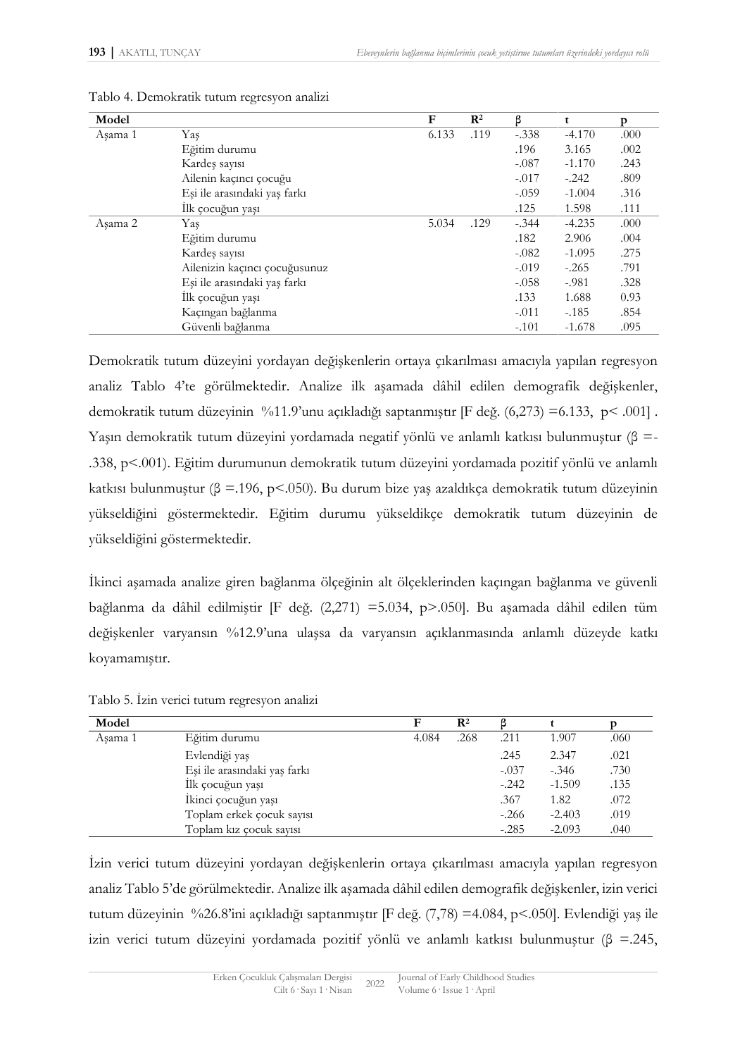Tablo 4. Demokratik tutum regresyon analizi

| Model | | F | $R^2$ | β | t | p |
|---|---|---|---|---|---|---|
| Aşama 1 | Yaş | 6.133 | .119 | -.338 | -4.170 | .000 |
| | Eğitim durumu | | | .196 | 3.165 | .002 |
| | Kardeş sayısı | | | -.087 | -1.170 | .243 |
| | Ailenin kaçıncı çocuğu | | | -.017 | -.242 | .809 |
| | Eşi ile arasındaki yaş farkı | | | -.059 | -1.004 | .316 |
| | İlk çocuğun yaşı | | | .125 | 1.598 | .111 |
| Aşama 2 | Yaş | 5.034 | .129 | -.344 | -4.235 | .000 |
| | Eğitim durumu | | | .182 | 2.906 | .004 |
| | Kardeş sayısı | | | -.082 | -1.095 | .275 |
| | Ailenizin kaçıncı çocuğusunuz | | | -.019 | -.265 | .791 |
| | Eşi ile arasındaki yaş farkı | | | -.058 | -.981 | .328 |
| | İlk çocuğun yaşı | | | .133 | 1.688 | 0.93 |
| | Kaçıngan bağlanma | | | -.011 | -.185 | .854 |
| | Güvenli bağlanma | | | -.101 | -1.678 | .095 |

Demokratik tutum düzeyini yordayan değişkenlerin ortaya çıkarılması amacıyla yapılan regresyon analiz Tablo 4'te görülmektedir. Analize ilk aşamada dâhil edilen demografik değişkenler, demokratik tutum düzeyinin %11.9'unu açıkladığı saptanmıştır [F değ. $(6,273) = 6.133$, $p < .001$] . Yaşın demokratik tutum düzeyini yordamada negatif yönlü ve anlamlı katkısı bulunmuştur ($\beta = -.338$, $p < .001$). Eğitim durumunun demokratik tutum düzeyini yordamada pozitif yönlü ve anlamlı katkısı bulunmuştur ($\beta = .196$, $p < .050$). Bu durum bize yaş azaldıkça demokratik tutum düzeyinin yükseldiğini göstermektedir. Eğitim durumu yükseldikçe demokratik tutum düzeyinin de yükseldiğini göstermektedir.

İkinci aşamada analize giren bağlanma ölçeğinin alt ölçeklerinden kaçıngan bağlanma ve güvenli bağlanma da dâhil edilmiştir [F değ. $(2,271) = 5.034$, $p > .050$]. Bu aşamada dâhil edilen tüm değişkenler varyansın %12.9'una ulaşsa da varyansın açıklanmasında anlamlı düzeyde katkı koyamamıştır.

Tablo 5. İzin verici tutum regresyon analizi

| Model | | F | $R^2$ | β | t | p |
|---|---|---|---|---|---|---|
| Aşama 1 | Eğitim durumu | 4.084 | .268 | .211 | 1.907 | .060 |
| | Evlendiği yaş | | | .245 | 2.347 | .021 |
| | Eşi ile arasındaki yaş farkı | | | -.037 | -.346 | .730 |
| | İlk çocuğun yaşı | | | -.242 | -1.509 | .135 |
| | İkinci çocuğun yaşı | | | .367 | 1.82 | .072 |
| | Toplam erkek çocuk sayısı | | | -.266 | -2.403 | .019 |
| | Toplam kız çocuk sayısı | | | -.285 | -2.093 | .040 |

İzin verici tutum düzeyini yordayan değişkenlerin ortaya çıkarılması amacıyla yapılan regresyon analiz Tablo 5'de görülmektedir. Analize ilk aşamada dâhil edilen demografik değişkenler, izin verici tutum düzeyinin %26.8'ini açıkladığı saptanmıştır [F değ. $(7,78) = 4.084$, $p < .050$]. Evlendiği yaş ile izin verici tutum düzeyini yordamada pozitif yönlü ve anlamlı katkısı bulunmuştur ($\beta = .245$,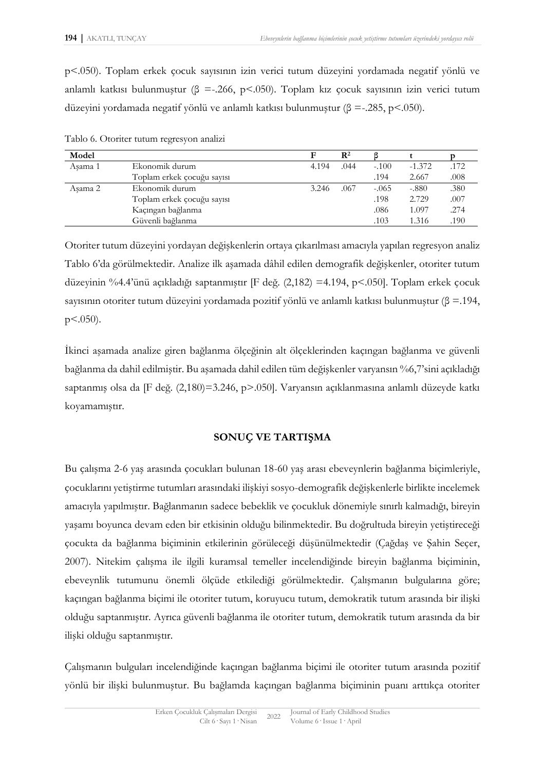p<.050). Toplam erkek çocuk sayısının izin verici tutum düzeyini yordamada negatif yönlü ve anlamlı katkısı bulunmuştur (β =-.266, p<.050). Toplam kız çocuk sayısının izin verici tutum düzeyini yordamada negatif yönlü ve anlamlı katkısı bulunmuştur (β =-.285, p<.050).

Tablo 6. Otoriter tutum regresyon analizi

| Model | | F | $R^2$ | β | t | p |
|---|---|---|---|---|---|---|
| Aşama 1 | Ekonomik durum | 4.194 | .044 | -.100 | -1.372 | .172 |
| | Toplam erkek çocuğu sayısı | | | .194 | 2.667 | .008 |
| Aşama 2 | Ekonomik durum | 3.246 | .067 | -.065 | -.880 | .380 |
| | Toplam erkek çocuğu sayısı | | | .198 | 2.729 | .007 |
| | Kaçıngan bağlanma | | | .086 | 1.097 | .274 |
| | Güvenli bağlanma | | | .103 | 1.316 | .190 |

Otoriter tutum düzeyini yordayan değişkenlerin ortaya çıkarılması amacıyla yapılan regresyon analiz Tablo 6'da görülmektedir. Analize ilk aşamada dâhil edilen demografik değişkenler, otoriter tutum düzeyinin %4.4'ünü açıkladığı saptanmıştır [F değ. (2,182) =4.194, p<.050]. Toplam erkek çocuk sayısının otoriter tutum düzeyini yordamada pozitif yönlü ve anlamlı katkısı bulunmuştur (β =.194, p<.050).

İkinci aşamada analize giren bağlanma ölçeğinin alt ölçeklerinden kaçıngan bağlanma ve güvenli bağlanma da dahil edilmiştir. Bu aşamada dahil edilen tüm değişkenler varyansın %6,7'sini açıkladığı saptanmış olsa da [F değ. (2,180)=3.246, p>.050]. Varyansın açıklanmasına anlamlı düzeyde katkı koyamamıştır.

## SONUÇ VE TARTIŞMA

Bu çalışma 2-6 yaş arasında çocukları bulunan 18-60 yaş arası ebeveynlerin bağlanma biçimleriyle, çocuklarını yetiştirme tutumları arasındaki ilişkiyi sosyo-demografik değişkenlerle birlikte incelemek amacıyla yapılmıştır. Bağlanmanın sadece bebeklik ve çocukluk dönemiyle sınırlı kalmadığı, bireyin yaşamı boyunca devam eden bir etkisinin olduğu bilinmektedir. Bu doğrultuda bireyin yetiştireceği çocukta da bağlanma biçiminin etkilerinin görüleceği düşünülmektedir (Çağdaş ve Şahin Seçer, 2007). Nitekim çalışma ile ilgili kuramsal temeller incelendiğinde bireyin bağlanma biçiminin, ebeveynlik tutumunu önemli ölçüde etkilediği görülmektedir. Çalışmanın bulgularına göre; kaçıngan bağlanma biçimi ile otoriter tutum, koruyucu tutum, demokratik tutum arasında bir ilişki olduğu saptanmıştır. Ayrıca güvenli bağlanma ile otoriter tutum, demokratik tutum arasında da bir ilişki olduğu saptanmıştır.

Çalışmanın bulguları incelendiğinde kaçıngan bağlanma biçimi ile otoriter tutum arasında pozitif yönlü bir ilişki bulunmuştur. Bu bağlamda kaçıngan bağlanma biçiminin puanı arttıkça otoriter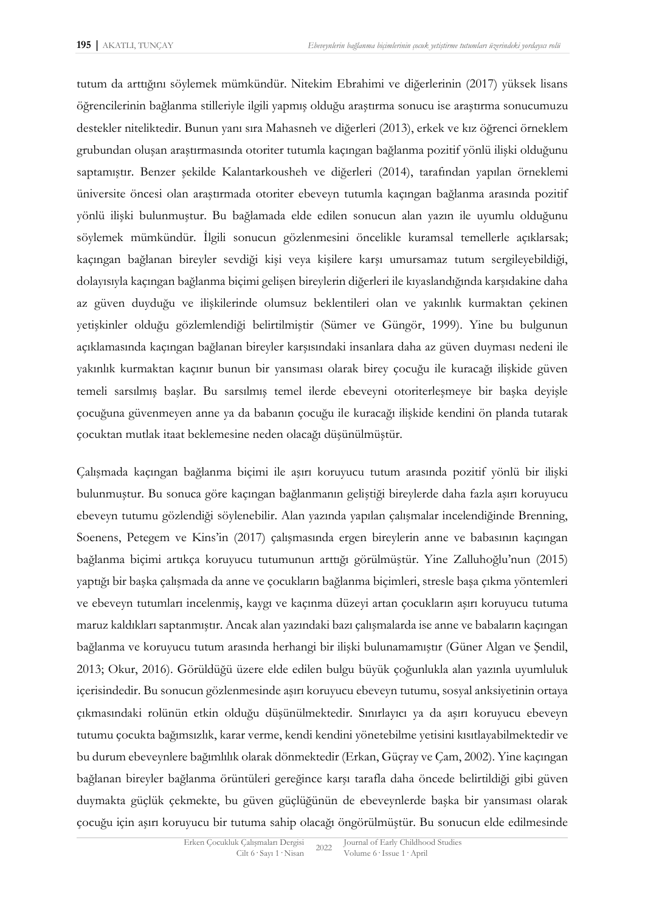tutum da arttığını söylemek mümkündür. Nitekim Ebrahimi ve diğerlerinin (2017) yüksek lisans öğrencilerinin bağlanma stilleriyle ilgili yapmış olduğu araştırma sonucu ise araştırma sonucumuzu destekler niteliktedir. Bunun yanı sıra Mahasneh ve diğerleri (2013), erkek ve kız öğrenci örneklem grubundan oluşan araştırmasında otoriter tutumla kaçıngan bağlanma pozitif yönlü ilişki olduğunu saptamıştır. Benzer şekilde Kalantarkousheh ve diğerleri (2014), tarafından yapılan örneklemi üniversite öncesi olan araştırmada otoriter ebeveyn tutumla kaçıngan bağlanma arasında pozitif yönlü ilişki bulunmuştur. Bu bağlamada elde edilen sonucun alan yazın ile uyumlu olduğunu söylemek mümkündür. İlgili sonucun gözlenmesini öncelikle kuramsal temellerle açıklarsak; kaçıngan bağlanan bireyler sevdiği kişi veya kişilere karşı umursamaz tutum sergileyebildiği, dolayısıyla kaçıngan bağlanma biçimi gelişen bireylerin diğerleri ile kıyaslandığında karşıdakine daha az güven duyduğu ve ilişkilerinde olumsuz beklentileri olan ve yakınlık kurmaktan çekinen yetişkinler olduğu gözlemlendiği belirtilmiştir (Sümer ve Güngör, 1999). Yine bu bulgunun açıklamasında kaçıngan bağlanan bireyler karşısındaki insanlara daha az güven duyması nedeni ile yakınlık kurmaktan kaçınır bunun bir yansıması olarak birey çocuğu ile kuracağı ilişkide güven temeli sarsılmış başlar. Bu sarsılmış temel ilerde ebeveyni otoriterleşmeye bir başka deyişle çocuğuna güvenmeyen anne ya da babanın çocuğu ile kuracağı ilişkide kendini ön planda tutarak çocuktan mutlak itaat beklemesine neden olacağı düşünülmüştür.

Çalışmada kaçıngan bağlanma biçimi ile aşırı koruyucu tutum arasında pozitif yönlü bir ilişki bulunmuştur. Bu sonuca göre kaçıngan bağlanmanın geliştiği bireylerde daha fazla aşırı koruyucu ebeveyn tutumu gözlendiği söylenebilir. Alan yazında yapılan çalışmalar incelendiğinde Brenning, Soenens, Petegem ve Kins'in (2017) çalışmasında ergen bireylerin anne ve babasının kaçıngan bağlanma biçimi artıkça koruyucu tutumunun arttığı görülmüştür. Yine Zalluhoğlu'nun (2015) yaptığı bir başka çalışmada da anne ve çocukların bağlanma biçimleri, stresle başa çıkma yöntemleri ve ebeveyn tutumları incelenmiş, kaygı ve kaçınma düzeyi artan çocukların aşırı koruyucu tutuma maruz kaldıkları saptanmıştır. Ancak alan yazındaki bazı çalışmalarda ise anne ve babaların kaçıngan bağlanma ve koruyucu tutum arasında herhangi bir ilişki bulunamamıştır (Güner Algan ve Şendil, 2013; Okur, 2016). Görüldüğü üzere elde edilen bulgu büyük çoğunlukla alan yazınla uyumluluk içerisindedir. Bu sonucun gözlenmesinde aşırı koruyucu ebeveyn tutumu, sosyal anksiyetinin ortaya çıkmasındaki rolünün etkin olduğu düşünülmektedir. Sınırlayıcı ya da aşırı koruyucu ebeveyn tutumu çocukta bağımsızlık, karar verme, kendi kendini yönetebilme yetisini kısıtlayabilmektedir ve bu durum ebeveynlere bağımlılık olarak dönmektedir (Erkan, Güçray ve Çam, 2002). Yine kaçıngan bağlanan bireyler bağlanma örüntüleri gereğince karşı tarafla daha öncede belirtildiği gibi güven duymakta güçlük çekmekte, bu güven güçlüğünün de ebeveynlerde başka bir yansıması olarak çocuğu için aşırı koruyucu bir tutuma sahip olacağı öngörülmüştür. Bu sonucun elde edilmesinde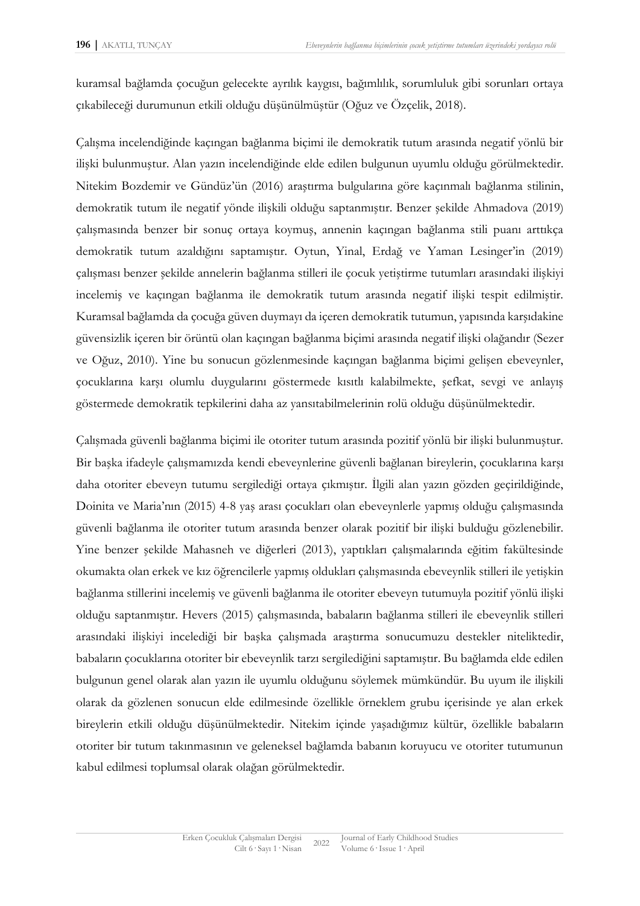kuramsal bağlamda çocuğun gelecekte ayrılık kaygısı, bağımlılık, sorumluluk gibi sorunları ortaya çıkabileceği durumunun etkili olduğu düşünülmüştür (Oğuz ve Özçelik, 2018).

Çalışma incelendiğinde kaçıngan bağlanma biçimi ile demokratik tutum arasında negatif yönlü bir ilişki bulunmuştur. Alan yazın incelendiğinde elde edilen bulgunun uyumlu olduğu görülmektedir. Nitekim Bozdemir ve Gündüz'ün (2016) araştırma bulgularına göre kaçınmalı bağlanma stilinin, demokratik tutum ile negatif yönde ilişkili olduğu saptanmıştır. Benzer şekilde Ahmadova (2019) çalışmasında benzer bir sonuç ortaya koymuş, annenin kaçıngan bağlanma stili puanı arttıkça demokratik tutum azaldığını saptamıştır. Oytun, Yinal, Erdağ ve Yaman Lesinger'in (2019) çalışması benzer şekilde annelerin bağlanma stilleri ile çocuk yetiştirme tutumları arasındaki ilişkiyi incelemiş ve kaçıngan bağlanma ile demokratik tutum arasında negatif ilişki tespit edilmiştir. Kuramsal bağlamda da çocuğa güven duymayı da içeren demokratik tutumun, yapısında karşıdakine güvensizlik içeren bir örüntü olan kaçıngan bağlanma biçimi arasında negatif ilişki olağandır (Sezer ve Oğuz, 2010). Yine bu sonucun gözlenmesinde kaçıngan bağlanma biçimi gelişen ebeveynler, çocuklarına karşı olumlu duygularını göstermede kısıtlı kalabilmekte, şefkat, sevgi ve anlayış göstermede demokratik tepkilerini daha az yansıtabilmelerinin rolü olduğu düşünülmektedir.

Çalışmada güvenli bağlanma biçimi ile otoriter tutum arasında pozitif yönlü bir ilişki bulunmuştur. Bir başka ifadeyle çalışmamızda kendi ebeveynlerine güvenli bağlanan bireylerin, çocuklarına karşı daha otoriter ebeveyn tutumu sergilediği ortaya çıkmıştır. İlgili alan yazın gözden geçirildiğinde, Doinita ve Maria'nın (2015) 4-8 yaş arası çocukları olan ebeveynlerle yapmış olduğu çalışmasında güvenli bağlanma ile otoriter tutum arasında benzer olarak pozitif bir ilişki bulduğu gözlenebilir. Yine benzer şekilde Mahasneh ve diğerleri (2013), yaptıkları çalışmalarında eğitim fakültesinde okumakta olan erkek ve kız öğrencilerle yapmış oldukları çalışmasında ebeveynlik stilleri ile yetişkin bağlanma stillerini incelemiş ve güvenli bağlanma ile otoriter ebeveyn tutumuyla pozitif yönlü ilişki olduğu saptanmıştır. Hevers (2015) çalışmasında, babaların bağlanma stilleri ile ebeveynlik stilleri arasındaki ilişkiyi incelediği bir başka çalışmada araştırma sonucumuzu destekler niteliktedir, babaların çocuklarına otoriter bir ebeveynlik tarzı sergilediğini saptamıştır. Bu bağlamda elde edilen bulgunun genel olarak alan yazın ile uyumlu olduğunu söylemek mümkündür. Bu uyum ile ilişkili olarak da gözlenen sonucun elde edilmesinde özellikle örneklem grubu içerisinde ye alan erkek bireylerin etkili olduğu düşünülmektedir. Nitekim içinde yaşadığımız kültür, özellikle babaların otoriter bir tutum takınmasının ve geleneksel bağlamda babanın koruyucu ve otoriter tutumunun kabul edilmesi toplumsal olarak olağan görülmektedir.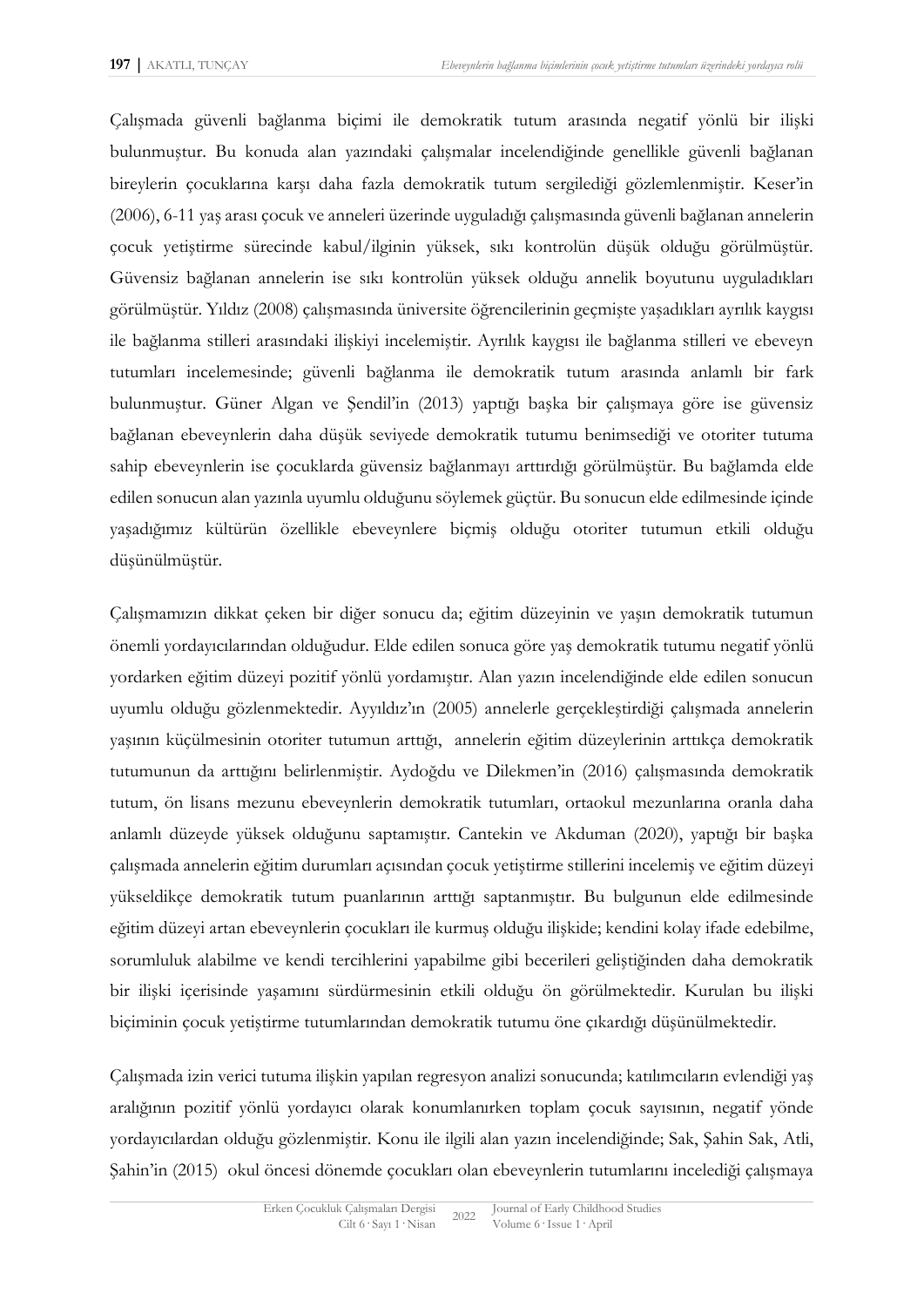Çalışmada güvenli bağlanma biçimi ile demokratik tutum arasında negatif yönlü bir ilişki bulunmuştur. Bu konuda alan yazındaki çalışmalar incelendiğinde genellikle güvenli bağlanan bireylerin çocuklarına karşı daha fazla demokratik tutum sergilediği gözlemlenmiştir. Keser'in (2006), 6-11 yaş arası çocuk ve anneleri üzerinde uyguladığı çalışmasında güvenli bağlanan annelerin çocuk yetiştirme sürecinde kabul/ilginin yüksek, sıkı kontrolün düşük olduğu görülmüştür. Güvensiz bağlanan annelerin ise sıkı kontrolün yüksek olduğu annelik boyutunu uyguladıkları görülmüştür. Yıldız (2008) çalışmasında üniversite öğrencilerinin geçmişte yaşadıkları ayrılık kaygısı ile bağlanma stilleri arasındaki ilişkiyi incelemiştir. Ayrılık kaygısı ile bağlanma stilleri ve ebeveyn tutumları incelemesinde; güvenli bağlanma ile demokratik tutum arasında anlamlı bir fark bulunmuştur. Güner Algan ve Şendil'in (2013) yaptığı başka bir çalışmaya göre ise güvensiz bağlanan ebeveynlerin daha düşük seviyede demokratik tutumu benimsediği ve otoriter tutuma sahip ebeveynlerin ise çocuklarda güvensiz bağlanmayı arttırdığı görülmüştür. Bu bağlamda elde edilen sonucun alan yazınla uyumlu olduğunu söylemek güçtür. Bu sonucun elde edilmesinde içinde yaşadığımız kültürün özellikle ebeveynlere biçmiş olduğu otoriter tutumun etkili olduğu düşünülmüştür.

Çalışmamızın dikkat çeken bir diğer sonucu da; eğitim düzeyinin ve yaşın demokratik tutumun önemli yordayıcılarından olduğudur. Elde edilen sonuca göre yaş demokratik tutumu negatif yönlü yordarken eğitim düzeyi pozitif yönlü yordamıştır. Alan yazın incelendiğinde elde edilen sonucun uyumlu olduğu gözlenmektedir. Ayyıldız'ın (2005) annelerle gerçekleştirdiği çalışmada annelerin yaşının küçülmesinin otoriter tutumun arttığı, annelerin eğitim düzeylerinin arttıkça demokratik tutumunun da arttığını belirlenmiştir. Aydoğdu ve Dilekmen'in (2016) çalışmasında demokratik tutum, ön lisans mezunu ebeveynlerin demokratik tutumları, ortaokul mezunlarına oranla daha anlamlı düzeyde yüksek olduğunu saptamıştır. Cantekin ve Akduman (2020), yaptığı bir başka çalışmada annelerin eğitim durumları açısından çocuk yetiştirme stillerini incelemiş ve eğitim düzeyi yükseldikçe demokratik tutum puanlarının arttığı saptanmıştır. Bu bulgunun elde edilmesinde eğitim düzeyi artan ebeveynlerin çocukları ile kurmuş olduğu ilişkide; kendini kolay ifade edebilme, sorumluluk alabilme ve kendi tercihlerini yapabilme gibi becerileri geliştiğinden daha demokratik bir ilişki içerisinde yaşamını sürdürmesinin etkili olduğu ön görülmektedir. Kurulan bu ilişki biçiminin çocuk yetiştirme tutumlarından demokratik tutumu öne çıkardığı düşünülmektedir.

Çalışmada izin verici tutuma ilişkin yapılan regresyon analizi sonucunda; katılımcıların evlendiği yaş aralığının pozitif yönlü yordayıcı olarak konumlanırken toplam çocuk sayısının, negatif yönde yordayıcılardan olduğu gözlenmiştir. Konu ile ilgili alan yazın incelendiğinde; Sak, Şahin Sak, Atli, Şahin'in (2015) okul öncesi dönemde çocukları olan ebeveynlerin tutumlarını incelediği çalışmaya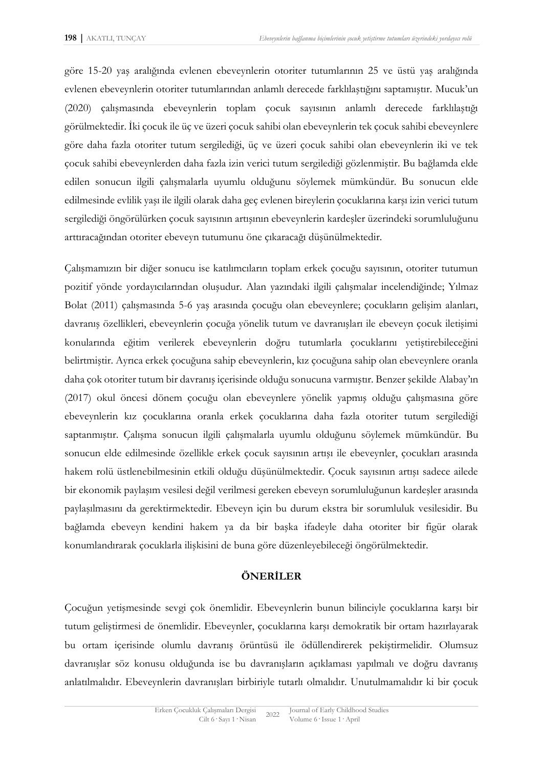göre 15-20 yaş aralığında evlenen ebeveynlerin otoriter tutumlarının 25 ve üstü yaş aralığında evlenen ebeveynlerin otoriter tutumlarından anlamlı derecede farklılaştığını saptamıştır. Mucuk'un (2020) çalışmasında ebeveynlerin toplam çocuk sayısının anlamlı derecede farklılaştığı görülmektedir. İki çocuk ile üç ve üzeri çocuk sahibi olan ebeveynlerin tek çocuk sahibi ebeveynlere göre daha fazla otoriter tutum sergilediği, üç ve üzeri çocuk sahibi olan ebeveynlerin iki ve tek çocuk sahibi ebeveynlerden daha fazla izin verici tutum sergilediği gözlenmiştir. Bu bağlamda elde edilen sonucun ilgili çalışmalarla uyumlu olduğunu söylemek mümkündür. Bu sonucun elde edilmesinde evlilik yaşı ile ilgili olarak daha geç evlenen bireylerin çocuklarına karşı izin verici tutum sergilediği öngörülürken çocuk sayısının artışının ebeveynlerin kardeşler üzerindeki sorumluluğunu arttıracağından otoriter ebeveyn tutumunu öne çıkaracağı düşünülmektedir.

Çalışmamızın bir diğer sonucu ise katılımcıların toplam erkek çocuğu sayısının, otoriter tutumun pozitif yönde yordayıcılarından oluşudur. Alan yazındaki ilgili çalışmalar incelendiğinde; Yılmaz Bolat (2011) çalışmasında 5-6 yaş arasında çocuğu olan ebeveynlere; çocukların gelişim alanları, davranış özellikleri, ebeveynlerin çocuğa yönelik tutum ve davranışları ile ebeveyn çocuk iletişimi konularında eğitim verilerek ebeveynlerin doğru tutumlarla çocuklarını yetiştirebileceğini belirtmiştir. Ayrıca erkek çocuğuna sahip ebeveynlerin, kız çocuğuna sahip olan ebeveynlere oranla daha çok otoriter tutum bir davranış içerisinde olduğu sonucuna varmıştır. Benzer şekilde Alabay'ın (2017) okul öncesi dönem çocuğu olan ebeveynlere yönelik yapmış olduğu çalışmasına göre ebeveynlerin kız çocuklarına oranla erkek çocuklarına daha fazla otoriter tutum sergilediği saptanmıştır. Çalışma sonucun ilgili çalışmalarla uyumlu olduğunu söylemek mümkündür. Bu sonucun elde edilmesinde özellikle erkek çocuk sayısının artışı ile ebeveynler, çocukları arasında hakem rolü üstlenebilmesinin etkili olduğu düşünülmektedir. Çocuk sayısının artışı sadece ailede bir ekonomik paylaşım vesilesi değil verilmesi gereken ebeveyn sorumluluğunun kardeşler arasında paylaşılmasını da gerektirmektedir. Ebeveyn için bu durum ekstra bir sorumluluk vesilesidir. Bu bağlamda ebeveyn kendini hakem ya da bir başka ifadeyle daha otoriter bir figür olarak konumlandırarak çocuklarla ilişkisini de buna göre düzenleyebileceği öngörülmektedir.

## ÖNERİLER

Çocuğun yetişmesinde sevgi çok önemlidir. Ebeveynlerin bunun bilinciyle çocuklarına karşı bir tutum geliştirmesi de önemlidir. Ebeveynler, çocuklarına karşı demokratik bir ortam hazırlayarak bu ortam içerisinde olumlu davranış örüntüsü ile ödüllendirerek pekiştirmelidir. Olumsuz davranışlar söz konusu olduğunda ise bu davranışların açıklaması yapılmalı ve doğru davranış anlatılmalıdır. Ebeveynlerin davranışları birbiriyle tutarlı olmalıdır. Unutulmamalıdır ki bir çocuk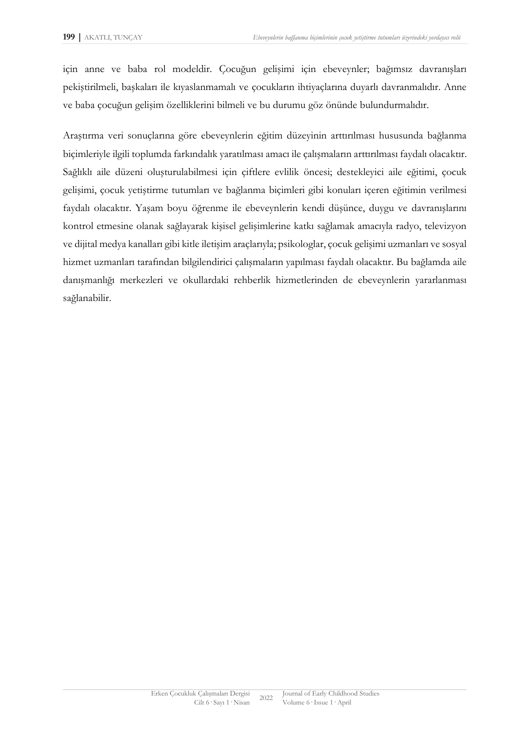için anne ve baba rol modeldir. Çocuğun gelişimi için ebeveynler; bağımsız davranışları pekiştirilmeli, başkaları ile kıyaslanmamalı ve çocukların ihtiyaçlarına duyarlı davranmalıdır. Anne ve baba çocuğun gelişim özelliklerini bilmeli ve bu durumu göz önünde bulundurmalıdır.

Araştırma veri sonuçlarına göre ebeveynlerin eğitim düzeyinin arttırılması hususunda bağlanma biçimleriyle ilgili toplumda farkındalık yaratılması amacı ile çalışmaların arttırılması faydalı olacaktır. Sağlıklı aile düzeni oluşturulabilmesi için çiftlere evlilik öncesi; destekleyici aile eğitimi, çocuk gelişimi, çocuk yetiştirme tutumları ve bağlanma biçimleri gibi konuları içeren eğitimin verilmesi faydalı olacaktır. Yaşam boyu öğrenme ile ebeveynlerin kendi düşünce, duygu ve davranışlarını kontrol etmesine olanak sağlayarak kişisel gelişimlerine katkı sağlamak amacıyla radyo, televizyon ve dijital medya kanalları gibi kitle iletişim araçlarıyla; psikologlar, çocuk gelişimi uzmanları ve sosyal hizmet uzmanları tarafından bilgilendirici çalışmaların yapılması faydalı olacaktır. Bu bağlamda aile danışmanlığı merkezleri ve okullardaki rehberlik hizmetlerinden de ebeveynlerin yararlanması sağlanabilir.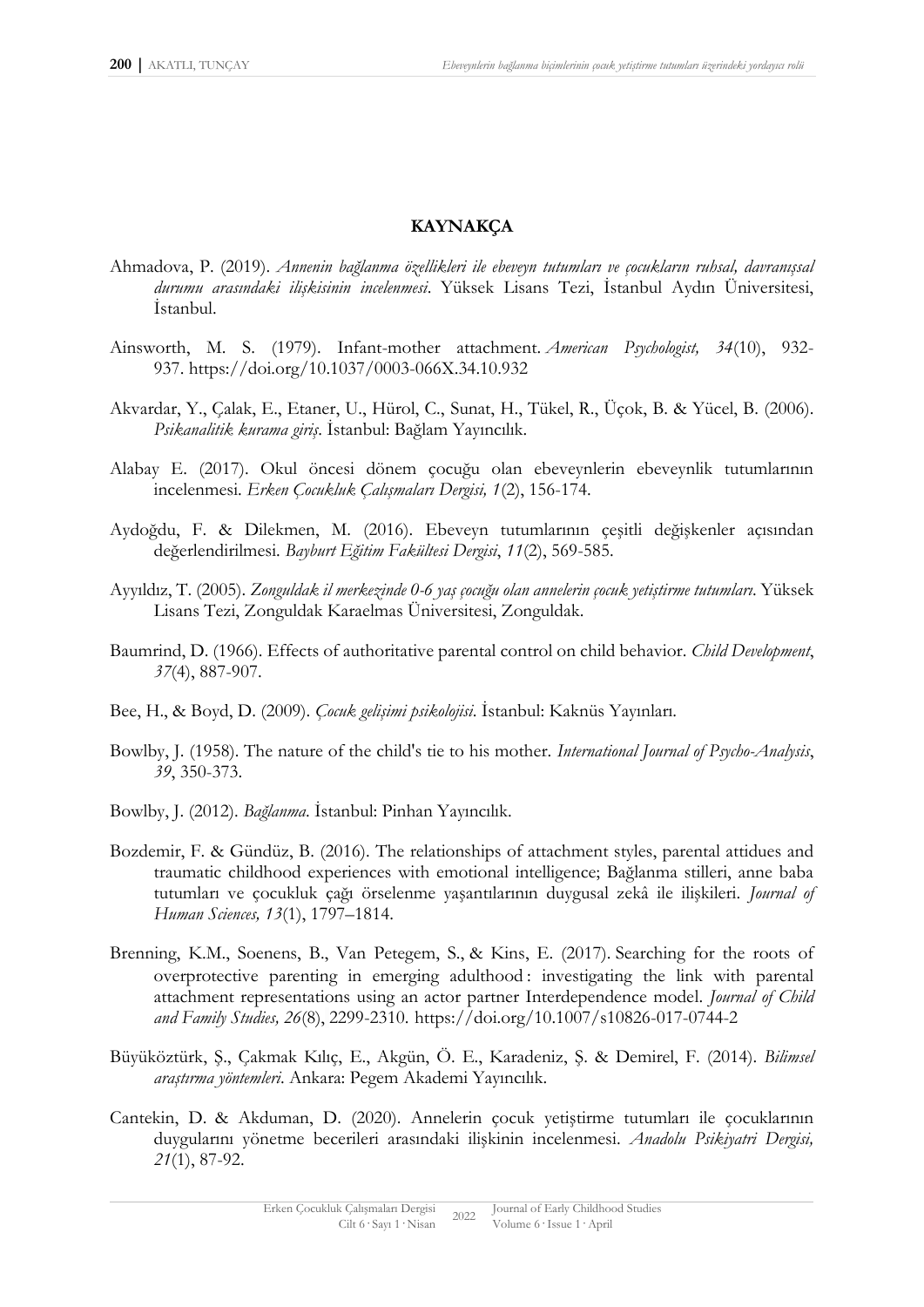## KAYNAKÇA

Ahmadova, P. (2019). *Annenin bağlanma özellikleri ile ebeveyn tutumları ve çocukların ruhsal, davranışsal durumu arasındaki ilişkisinin incelenmesi*. Yüksek Lisans Tezi, İstanbul Aydın Üniversitesi, İstanbul.

Ainsworth, M. S. (1979). Infant-mother attachment. *American Psychologist, 34*(10), 932-937. https://doi.org/10.1037/0003-066X.34.10.932

Akvardar, Y., Çalak, E., Etaner, U., Hürol, C., Sunat, H., Tükel, R., Üçok, B. & Yücel, B. (2006). *Psikanalitik kurama giriş*. İstanbul: Bağlam Yayıncılık.

Alabay E. (2017). Okul öncesi dönem çocuğu olan ebeveynlerin ebeveynlik tutumlarının incelenmesi. *Erken Çocukluk Çalışmaları Dergisi, 1*(2), 156-174.

Aydoğdu, F. & Dilekmen, M. (2016). Ebeveyn tutumlarının çeşitli değişkenler açısından değerlendirilmesi. *Bayburt Eğitim Fakültesi Dergisi*, *11*(2), 569-585.

Ayyıldız, T. (2005). *Zonguldak il merkezinde 0-6 yaş çocuğu olan annelerin çocuk yetiştirme tutumları*. Yüksek Lisans Tezi, Zonguldak Karaelmas Üniversitesi, Zonguldak.

Baumrind, D. (1966). Effects of authoritative parental control on child behavior. *Child Development*, *37*(4), 887-907.

Bee, H., & Boyd, D. (2009). *Çocuk gelişimi psikolojisi*. İstanbul: Kaknüs Yayınları.

Bowlby, J. (1958). The nature of the child's tie to his mother. *International Journal of Psycho-Analysis*, *39*, 350-373.

Bowlby, J. (2012). *Bağlanma*. İstanbul: Pinhan Yayıncılık.

Bozdemir, F. & Gündüz, B. (2016). The relationships of attachment styles, parental attidues and traumatic childhood experiences with emotional intelligence; Bağlanma stilleri, anne baba tutumları ve çocukluk çağı örselenme yaşantılarının duygusal zekâ ile ilişkileri. *Journal of Human Sciences, 13*(1), 1797–1814.

Brenning, K.M., Soenens, B., Van Petegem, S., & Kins, E. (2017). Searching for the roots of overprotective parenting in emerging adulthood : investigating the link with parental attachment representations using an actor partner Interdependence model. *Journal of Child and Family Studies, 26*(8), 2299-2310. https://doi.org/10.1007/s10826-017-0744-2

Büyüköztürk, Ş., Çakmak Kılıç, E., Akgün, Ö. E., Karadeniz, Ş. & Demirel, F. (2014). *Bilimsel araştırma yöntemleri*. Ankara: Pegem Akademi Yayıncılık.

Cantekin, D. & Akduman, D. (2020). Annelerin çocuk yetiştirme tutumları ile çocuklarının duygularını yönetme becerileri arasındaki ilişkinin incelenmesi. *Anadolu Psikiyatri Dergisi, 21*(1), 87-92.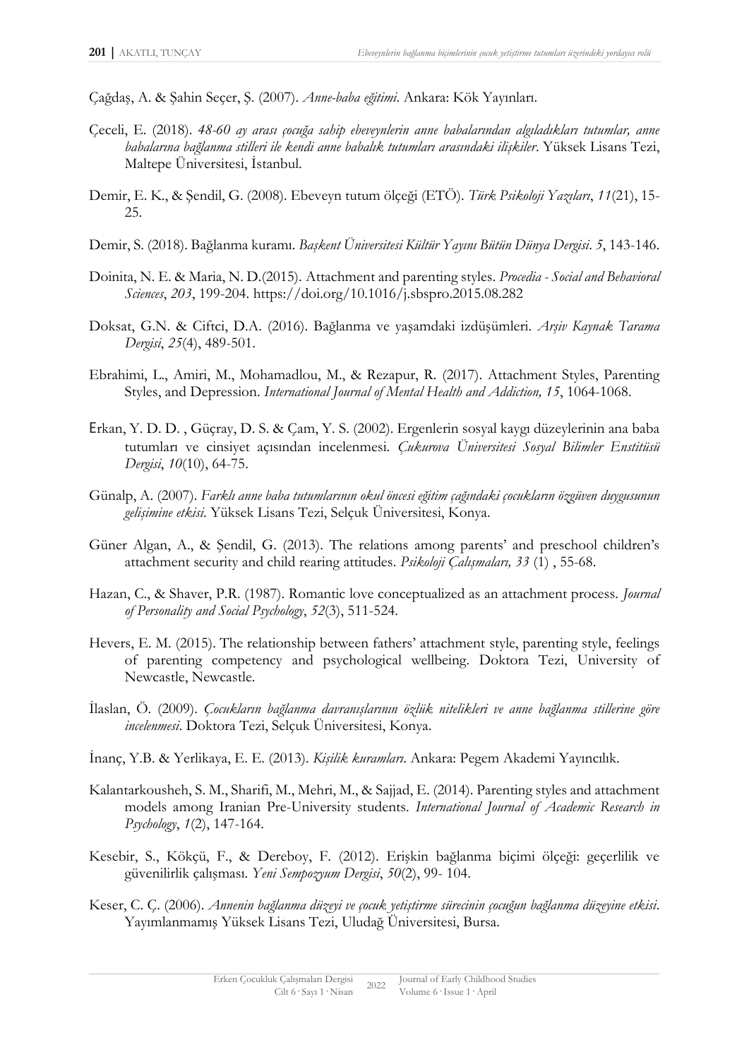Çağdaş, A. & Şahin Seçer, Ş. (2007). *Anne-baba eğitimi*. Ankara: Kök Yayınları.

Çeceli, E. (2018). *48-60 ay arası çocuğa sahip ebeveynlerin anne babalarından algıladıkları tutumlar, anne babalarına bağlanma stilleri ile kendi anne babalık tutumları arasındaki ilişkiler*. Yüksek Lisans Tezi, Maltepe Üniversitesi, İstanbul.

Demir, E. K., & Şendil, G. (2008). Ebeveyn tutum ölçeği (ETÖ). *Türk Psikoloji Yazıları*, *11*(21), 15-25.

Demir, S. (2018). Bağlanma kuramı. *Başkent Üniversitesi Kültür Yayını Bütün Dünya Dergisi*. *5*, 143-146.

Doinita, N. E. & Maria, N. D.(2015). Attachment and parenting styles. *Procedia - Social and Behavioral Sciences*, *203*, 199-204. https://doi.org/10.1016/j.sbspro.2015.08.282

Doksat, G.N. & Ciftci, D.A. (2016). Bağlanma ve yaşamdaki izdüşümleri. *Arşiv Kaynak Tarama Dergisi*, *25*(4), 489-501.

Ebrahimi, L., Amiri, M., Mohamadlou, M., & Rezapur, R. (2017). Attachment Styles, Parenting Styles, and Depression. *International Journal of Mental Health and Addiction, 15*, 1064-1068.

Erkan, Y. D. D. , Güçray, D. S. & Çam, Y. S. (2002). Ergenlerin sosyal kaygı düzeylerinin ana baba tutumları ve cinsiyet açısından incelenmesi. *Çukurova Üniversitesi Sosyal Bilimler Enstitüsü Dergisi*, *10*(10), 64-75.

Günalp, A. (2007). *Farklı anne baba tutumlarının okul öncesi eğitim çağındaki çocukların özgüven duygusunun gelişimine etkisi*. Yüksek Lisans Tezi, Selçuk Üniversitesi, Konya.

Güner Algan, A., & Şendil, G. (2013). The relations among parents' and preschool children's attachment security and child rearing attitudes. *Psikoloji Çalışmaları, 33* (1) , 55-68.

Hazan, C., & Shaver, P.R. (1987). Romantic love conceptualized as an attachment process. *Journal of Personality and Social Psychology*, *52*(3), 511-524.

Hevers, E. M. (2015). The relationship between fathers' attachment style, parenting style, feelings of parenting competency and psychological wellbeing. Doktora Tezi, University of Newcastle, Newcastle.

İlaslan, Ö. (2009). *Çocukların bağlanma davranışlarının özlük nitelikleri ve anne bağlanma stillerine göre incelenmesi*. Doktora Tezi, Selçuk Üniversitesi, Konya.

İnanç, Y.B. & Yerlikaya, E. E. (2013). *Kişilik kuramları*. Ankara: Pegem Akademi Yayıncılık.

Kalantarkousheh, S. M., Sharifi, M., Mehri, M., & Sajjad, E. (2014). Parenting styles and attachment models among Iranian Pre-University students. *International Journal of Academic Research in Psychology*, *1*(2), 147-164.

Kesebir, S., Kökçü, F., & Dereboy, F. (2012). Erişkin bağlanma biçimi ölçeği: geçerlilik ve güvenilirlik çalışması. *Yeni Sempozyum Dergisi*, *50*(2), 99- 104.

Keser, C. Ç. (2006). *Annenin bağlanma düzeyi ve çocuk yetiştirme sürecinin çocuğun bağlanma düzeyine etkisi*. Yayımlanmamış Yüksek Lisans Tezi, Uludağ Üniversitesi, Bursa.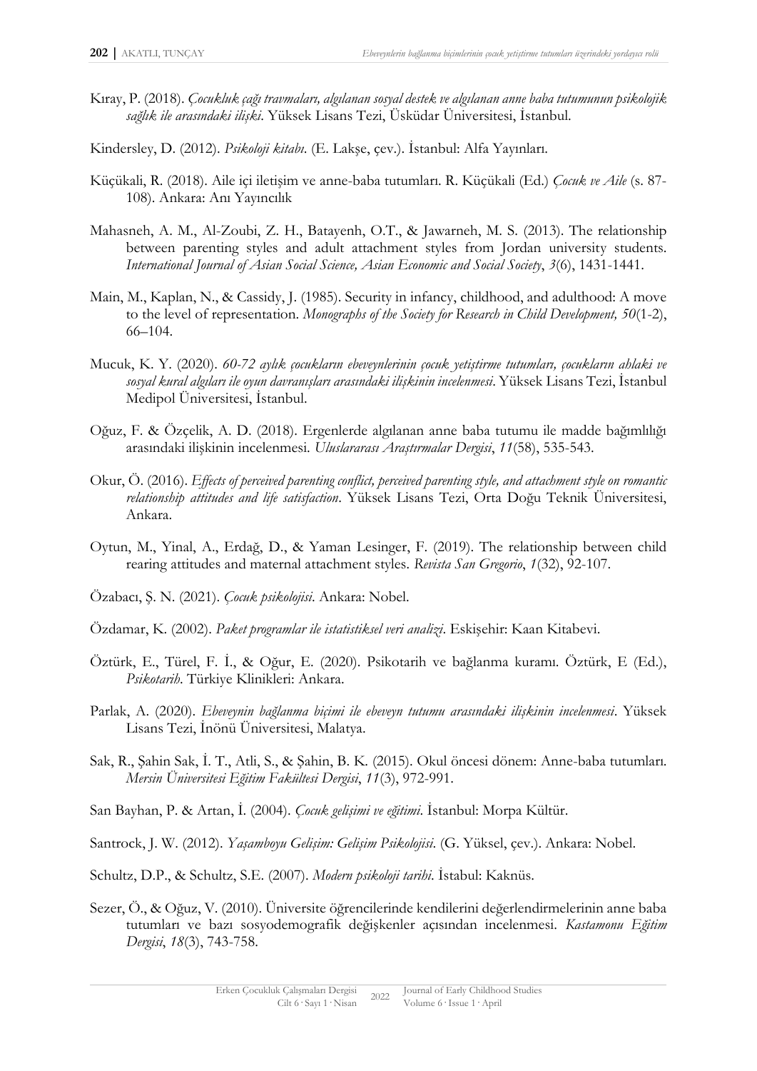Kıray, P. (2018). *Çocukluk çağı travmaları, algılanan sosyal destek ve algılanan anne baba tutumunun psikolojik sağlık ile arasındaki ilişki*. Yüksek Lisans Tezi, Üsküdar Üniversitesi, İstanbul.

Kindersley, D. (2012). *Psikoloji kitabı*. (E. Lakşe, çev.). İstanbul: Alfa Yayınları.

Küçükali, R. (2018). Aile içi iletişim ve anne-baba tutumları. R. Küçükali (Ed.) *Çocuk ve Aile* (s. 87-108). Ankara: Anı Yayıncılık

Mahasneh, A. M., Al-Zoubi, Z. H., Batayenh, O.T., & Jawarneh, M. S. (2013). The relationship between parenting styles and adult attachment styles from Jordan university students. *International Journal of Asian Social Science, Asian Economic and Social Society*, *3*(6), 1431-1441.

Main, M., Kaplan, N., & Cassidy, J. (1985). Security in infancy, childhood, and adulthood: A move to the level of representation. *Monographs of the Society for Research in Child Development, 50*(1-2), 66–104.

Mucuk, K. Y. (2020). *60-72 aylık çocukların ebeveynlerinin çocuk yetiştirme tutumları, çocukların ahlaki ve sosyal kural algıları ile oyun davranışları arasındaki ilişkinin incelenmesi*. Yüksek Lisans Tezi, İstanbul Medipol Üniversitesi, İstanbul.

Oğuz, F. & Özçelik, A. D. (2018). Ergenlerde algılanan anne baba tutumu ile madde bağımlılığı arasındaki ilişkinin incelenmesi. *Uluslararası Araştırmalar Dergisi*, *11*(58), 535-543.

Okur, Ö. (2016). *Effects of perceived parenting conflict, perceived parenting style, and attachment style on romantic relationship attitudes and life satisfaction*. Yüksek Lisans Tezi, Orta Doğu Teknik Üniversitesi, Ankara.

Oytun, M., Yinal, A., Erdağ, D., & Yaman Lesinger, F. (2019). The relationship between child rearing attitudes and maternal attachment styles. *Revista San Gregorio*, *1*(32), 92-107.

Özabacı, Ş. N. (2021). *Çocuk psikolojisi*. Ankara: Nobel.

Özdamar, K. (2002). *Paket programlar ile istatistiksel veri analizi*. Eskişehir: Kaan Kitabevi.

Öztürk, E., Türel, F. İ., & Oğur, E. (2020). Psikotarih ve bağlanma kuramı. Öztürk, E (Ed.), *Psikotarih*. Türkiye Klinikleri: Ankara.

Parlak, A. (2020). *Ebeveynin bağlanma biçimi ile ebeveyn tutumu arasındaki ilişkinin incelenmesi*. Yüksek Lisans Tezi, İnönü Üniversitesi, Malatya.

Sak, R., Şahin Sak, İ. T., Atli, S., & Şahin, B. K. (2015). Okul öncesi dönem: Anne-baba tutumları. *Mersin Üniversitesi Eğitim Fakültesi Dergisi*, *11*(3), 972-991.

San Bayhan, P. & Artan, İ. (2004). *Çocuk gelişimi ve eğitimi*. İstanbul: Morpa Kültür.

Santrock, J. W. (2012). *Yaşamboyu Gelişim: Gelişim Psikolojisi*. (G. Yüksel, çev.). Ankara: Nobel.

Schultz, D.P., & Schultz, S.E. (2007). *Modern psikoloji tarihi*. İstabul: Kaknüs.

Sezer, Ö., & Oğuz, V. (2010). Üniversite öğrencilerinde kendilerini değerlendirmelerinin anne baba tutumları ve bazı sosyodemografik değişkenler açısından incelenmesi. *Kastamonu Eğitim Dergisi*, *18*(3), 743-758.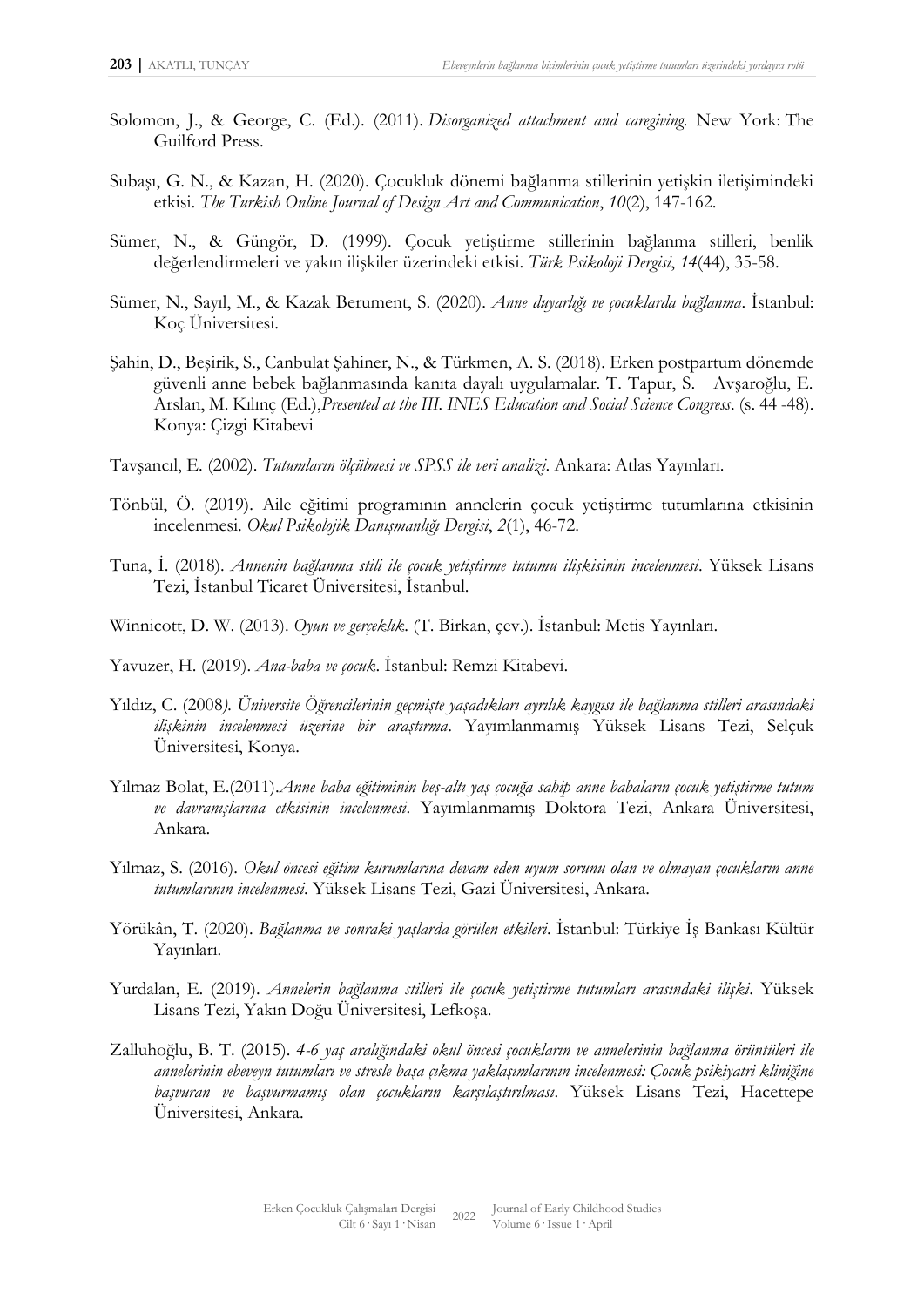Solomon, J., & George, C. (Ed.). (2011). *Disorganized attachment and caregiving.* New York: The Guilford Press.

Subaşı, G. N., & Kazan, H. (2020). Çocukluk dönemi bağlanma stillerinin yetişkin iletişimindeki etkisi. *The Turkish Online Journal of Design Art and Communication*, *10*(2), 147-162.

Sümer, N., & Güngör, D. (1999). Çocuk yetiştirme stillerinin bağlanma stilleri, benlik değerlendirmeleri ve yakın ilişkiler üzerindeki etkisi. *Türk Psikoloji Dergisi*, *14*(44), 35-58.

Sümer, N., Sayıl, M., & Kazak Berument, S. (2020). *Anne duyarlığı ve çocuklarda bağlanma*. İstanbul: Koç Üniversitesi.

Şahin, D., Beşirik, S., Canbulat Şahiner, N., & Türkmen, A. S. (2018). Erken postpartum dönemde güvenli anne bebek bağlanmasında kanıta dayalı uygulamalar. T. Tapur, S. Avşaroğlu, E. Arslan, M. Kılınç (Ed.),*Presented at the III. INES Education and Social Science Congress*. (s. 44 -48). Konya: Çizgi Kitabevi

Tavşancıl, E. (2002). *Tutumların ölçülmesi ve SPSS ile veri analizi*. Ankara: Atlas Yayınları.

Tönbül, Ö. (2019). Aile eğitimi programının annelerin çocuk yetiştirme tutumlarına etkisinin incelenmesi. *Okul Psikolojik Danışmanlığı Dergisi*, *2*(1), 46-72.

Tuna, İ. (2018). *Annenin bağlanma stili ile çocuk yetiştirme tutumu ilişkisinin incelenmesi*. Yüksek Lisans Tezi, İstanbul Ticaret Üniversitesi, İstanbul.

Winnicott, D. W. (2013). *Oyun ve gerçeklik.* (T. Birkan, çev.). İstanbul: Metis Yayınları.

Yavuzer, H. (2019). *Ana-baba ve çocuk*. İstanbul: Remzi Kitabevi.

Yıldız, C. (2008*). Üniversite Öğrencilerinin geçmişte yaşadıkları ayrılık kaygısı ile bağlanma stilleri arasındaki ilişkinin incelenmesi üzerine bir araştırma*. Yayımlanmamış Yüksek Lisans Tezi, Selçuk Üniversitesi, Konya.

Yılmaz Bolat, E.(2011).*Anne baba eğitiminin beş-altı yaş çocuğa sahip anne babaların çocuk yetiştirme tutum ve davranışlarına etkisinin incelenmesi*. Yayımlanmamış Doktora Tezi, Ankara Üniversitesi, Ankara.

Yılmaz, S. (2016). *Okul öncesi eğitim kurumlarına devam eden uyum sorunu olan ve olmayan çocukların anne tutumlarının incelenmesi*. Yüksek Lisans Tezi, Gazi Üniversitesi, Ankara.

Yörükân, T. (2020). *Bağlanma ve sonraki yaşlarda görülen etkileri*. İstanbul: Türkiye İş Bankası Kültür Yayınları.

Yurdalan, E. (2019). *Annelerin bağlanma stilleri ile çocuk yetiştirme tutumları arasındaki ilişki*. Yüksek Lisans Tezi, Yakın Doğu Üniversitesi, Lefkoşa.

Zalluhoğlu, B. T. (2015). *4-6 yaş aralığındaki okul öncesi çocukların ve annelerinin bağlanma örüntüleri ile annelerinin ebeveyn tutumları ve stresle başa çıkma yaklaşımlarının incelenmesi: Çocuk psikiyatri kliniğine başvuran ve başvurmamış olan çocukların karşılaştırılması*. Yüksek Lisans Tezi, Hacettepe Üniversitesi, Ankara.